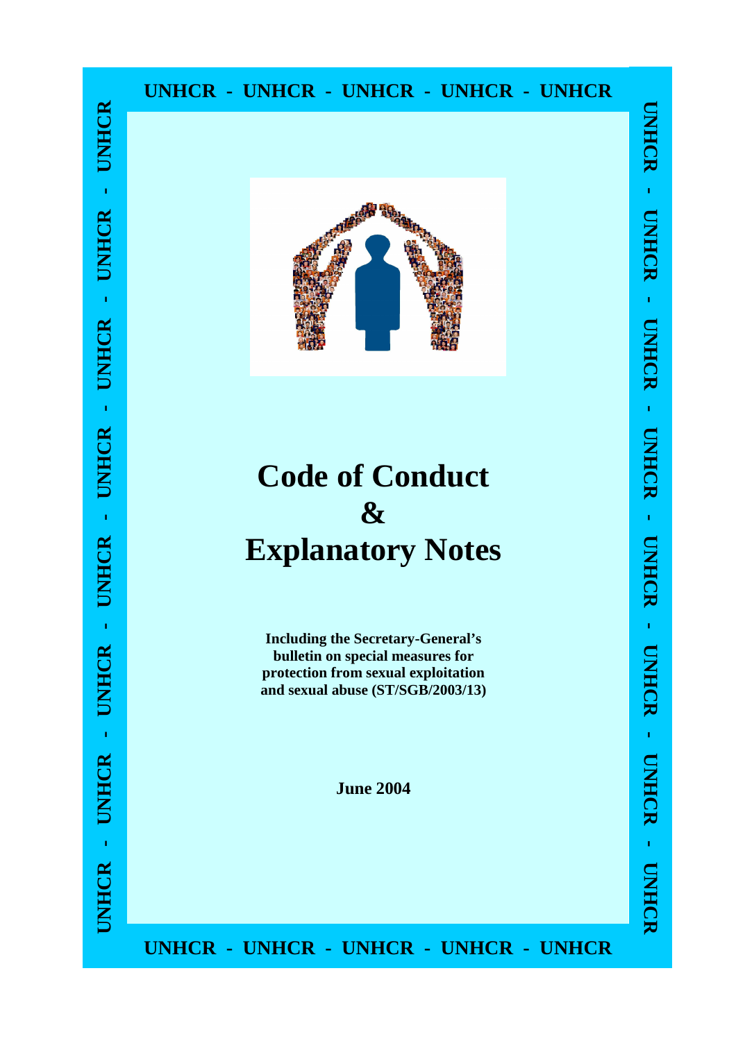# Code of Conduct
# &
# Explanatory Notes

**Including the Secretary-General's bulletin on special measures for protection from sexual exploitation and sexual abuse (ST/SGB/2003/13)**

**June 2004**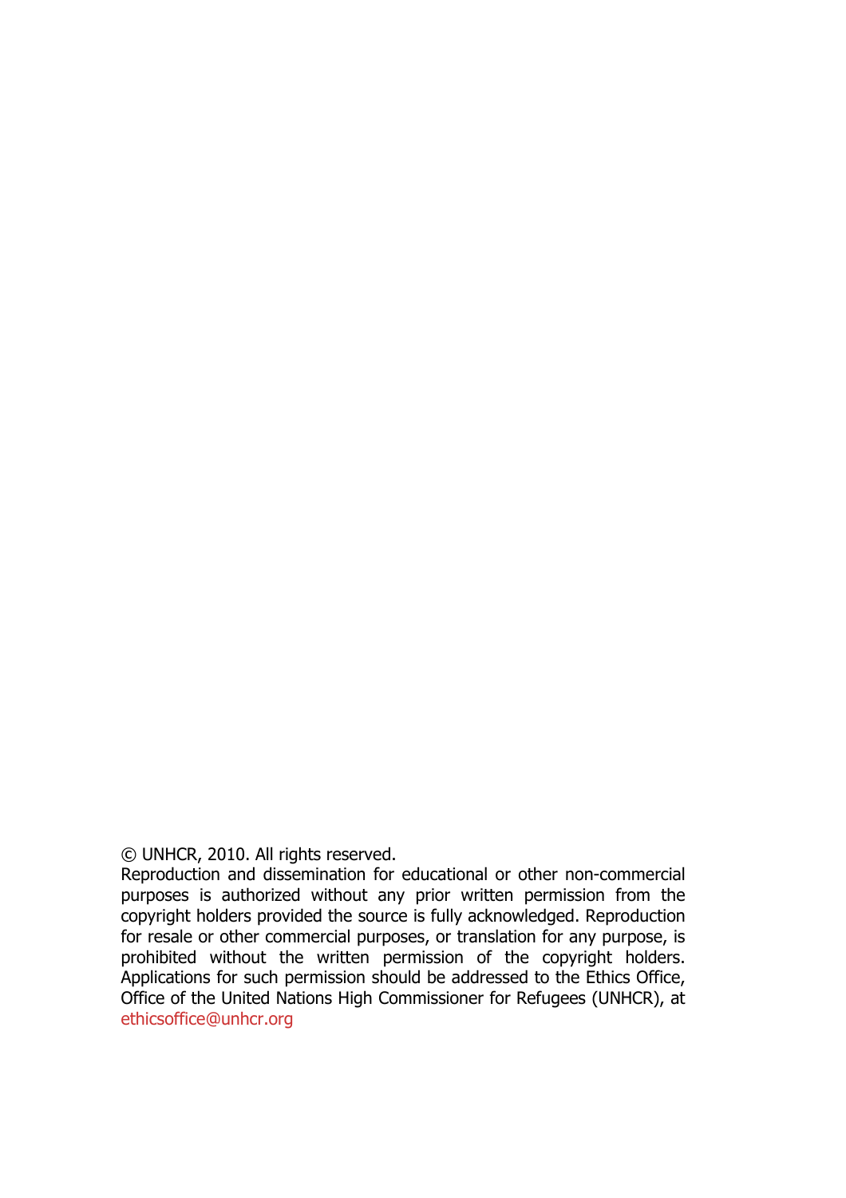© UNHCR, 2010. All rights reserved.

Reproduction and dissemination for educational or other non-commercial purposes is authorized without any prior written permission from the copyright holders provided the source is fully acknowledged. Reproduction for resale or other commercial purposes, or translation for any purpose, is prohibited without the written permission of the copyright holders. Applications for such permission should be addressed to the Ethics Office, Office of the United Nations High Commissioner for Refugees (UNHCR), at ethicsoffice@unhcr.org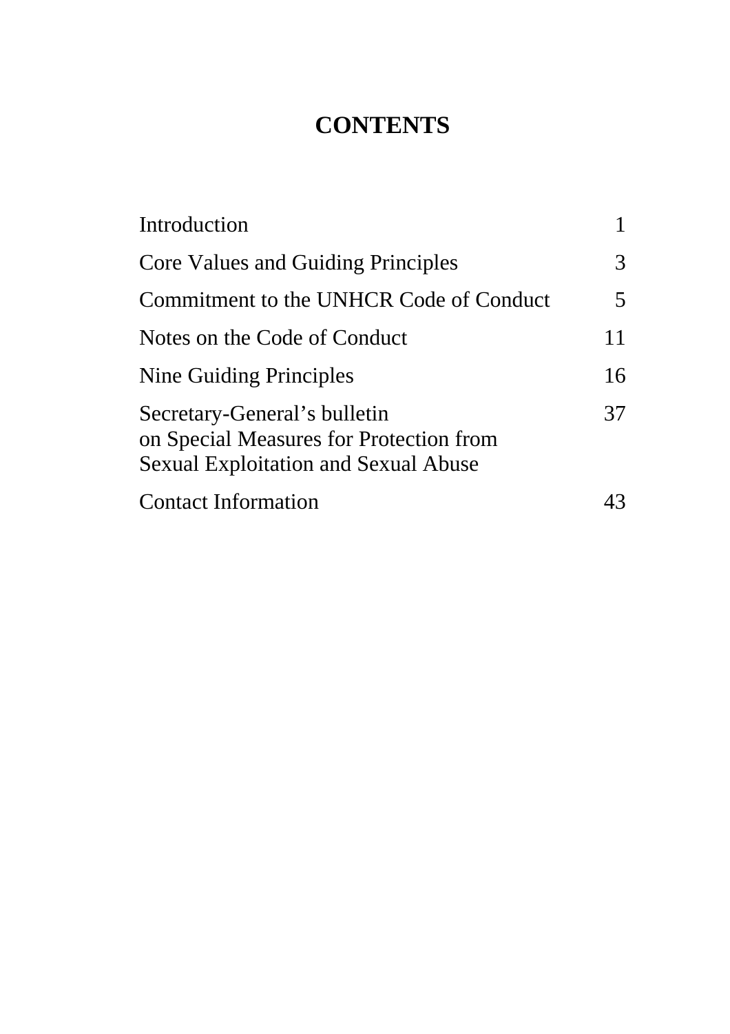# CONTENTS

| | |
|---|---|
| Introduction | 1 |
| Core Values and Guiding Principles | 3 |
| Commitment to the UNHCR Code of Conduct | 5 |
| Notes on the Code of Conduct | 11 |
| Nine Guiding Principles | 16 |
| Secretary-General's bulletin on Special Measures for Protection from Sexual Exploitation and Sexual Abuse | 37 |
| Contact Information | 43 |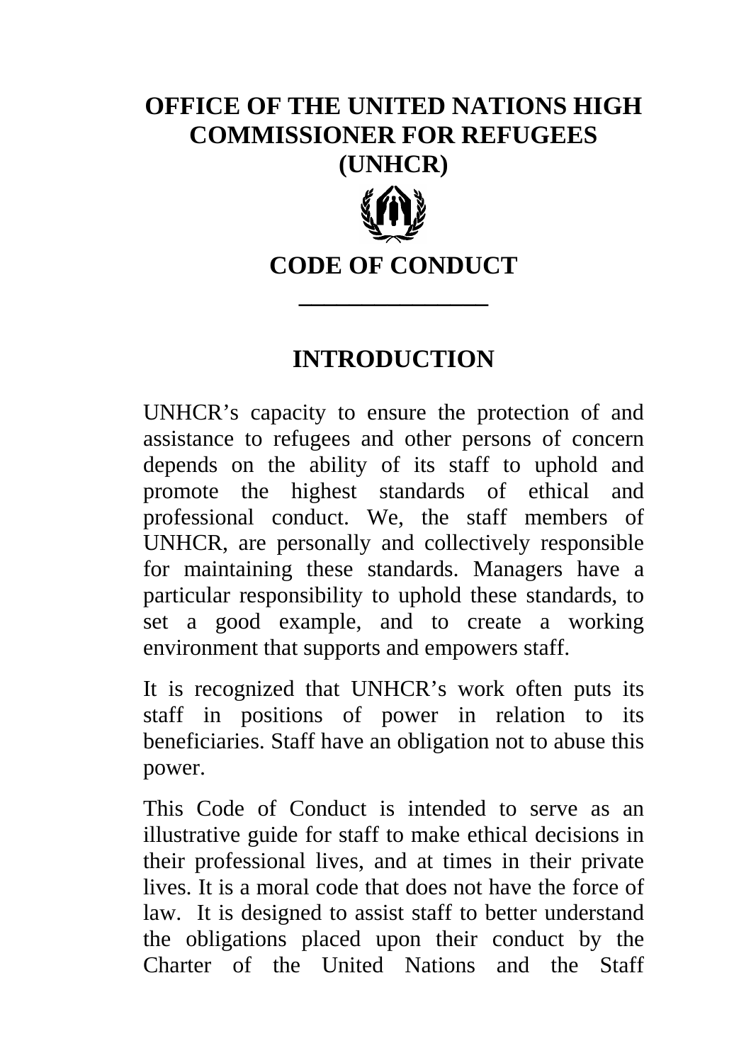# OFFICE OF THE UNITED NATIONS HIGH COMMISSIONER FOR REFUGEES (UNHCR)

## CODE OF CONDUCT

---

## INTRODUCTION

UNHCR’s capacity to ensure the protection of and assistance to refugees and other persons of concern depends on the ability of its staff to uphold and promote the highest standards of ethical and professional conduct. We, the staff members of UNHCR, are personally and collectively responsible for maintaining these standards. Managers have a particular responsibility to uphold these standards, to set a good example, and to create a working environment that supports and empowers staff.

It is recognized that UNHCR’s work often puts its staff in positions of power in relation to its beneficiaries. Staff have an obligation not to abuse this power.

This Code of Conduct is intended to serve as an illustrative guide for staff to make ethical decisions in their professional lives, and at times in their private lives. It is a moral code that does not have the force of law. It is designed to assist staff to better understand the obligations placed upon their conduct by the Charter of the United Nations and the Staff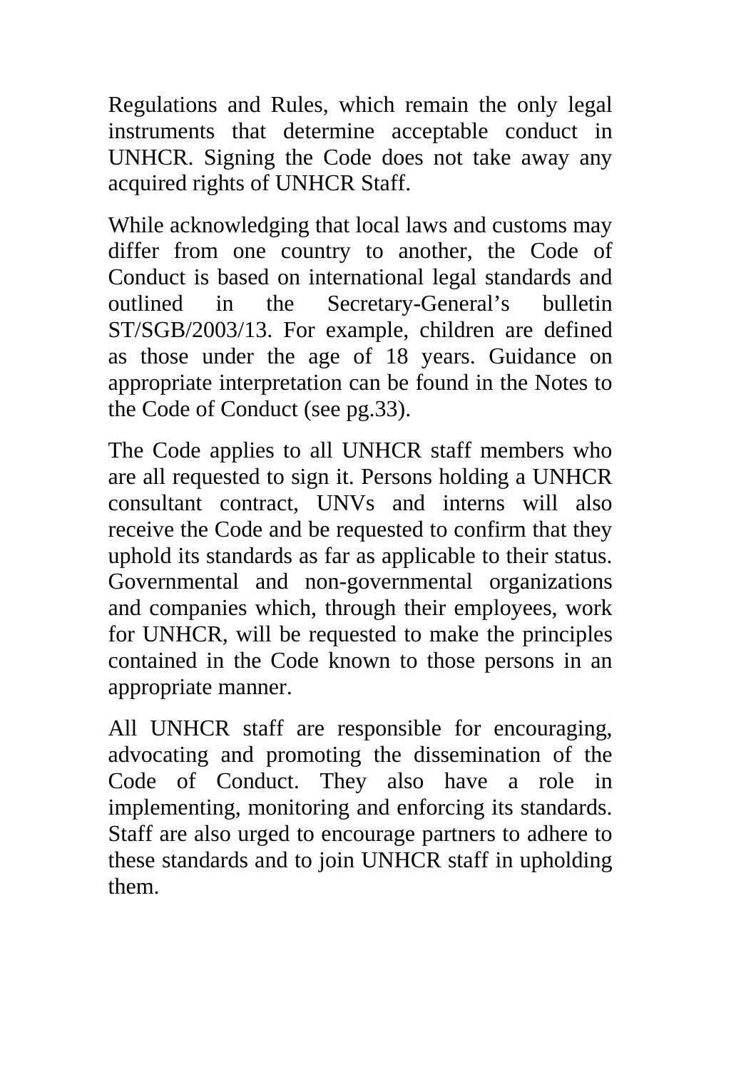Regulations and Rules, which remain the only legal instruments that determine acceptable conduct in UNHCR. Signing the Code does not take away any acquired rights of UNHCR Staff.

While acknowledging that local laws and customs may differ from one country to another, the Code of Conduct is based on international legal standards and outlined in the Secretary-General's bulletin ST/SGB/2003/13. For example, children are defined as those under the age of 18 years. Guidance on appropriate interpretation can be found in the Notes to the Code of Conduct (see pg.33).

The Code applies to all UNHCR staff members who are all requested to sign it. Persons holding a UNHCR consultant contract, UNVs and interns will also receive the Code and be requested to confirm that they uphold its standards as far as applicable to their status. Governmental and non-governmental organizations and companies which, through their employees, work for UNHCR, will be requested to make the principles contained in the Code known to those persons in an appropriate manner.

All UNHCR staff are responsible for encouraging, advocating and promoting the dissemination of the Code of Conduct. They also have a role in implementing, monitoring and enforcing its standards. Staff are also urged to encourage partners to adhere to these standards and to join UNHCR staff in upholding them.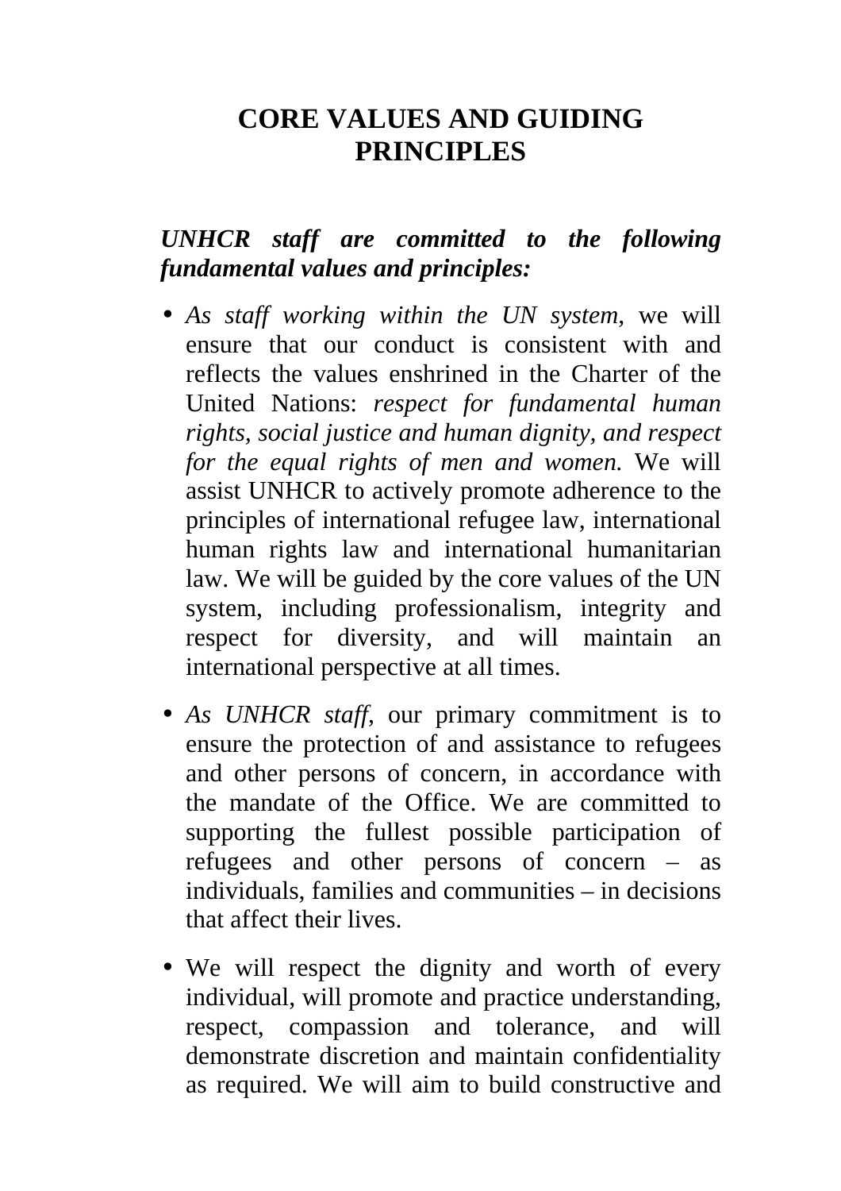# CORE VALUES AND GUIDING PRINCIPLES

***UNHCR staff are committed to the following fundamental values and principles:***

- *As staff working within the UN system,* we will ensure that our conduct is consistent with and reflects the values enshrined in the Charter of the United Nations: *respect for fundamental human rights, social justice and human dignity, and respect for the equal rights of men and women.* We will assist UNHCR to actively promote adherence to the principles of international refugee law, international human rights law and international humanitarian law. We will be guided by the core values of the UN system, including professionalism, integrity and respect for diversity, and will maintain an international perspective at all times.

- *As UNHCR staff,* our primary commitment is to ensure the protection of and assistance to refugees and other persons of concern, in accordance with the mandate of the Office. We are committed to supporting the fullest possible participation of refugees and other persons of concern – as individuals, families and communities – in decisions that affect their lives.

- We will respect the dignity and worth of every individual, will promote and practice understanding, respect, compassion and tolerance, and will demonstrate discretion and maintain confidentiality as required. We will aim to build constructive and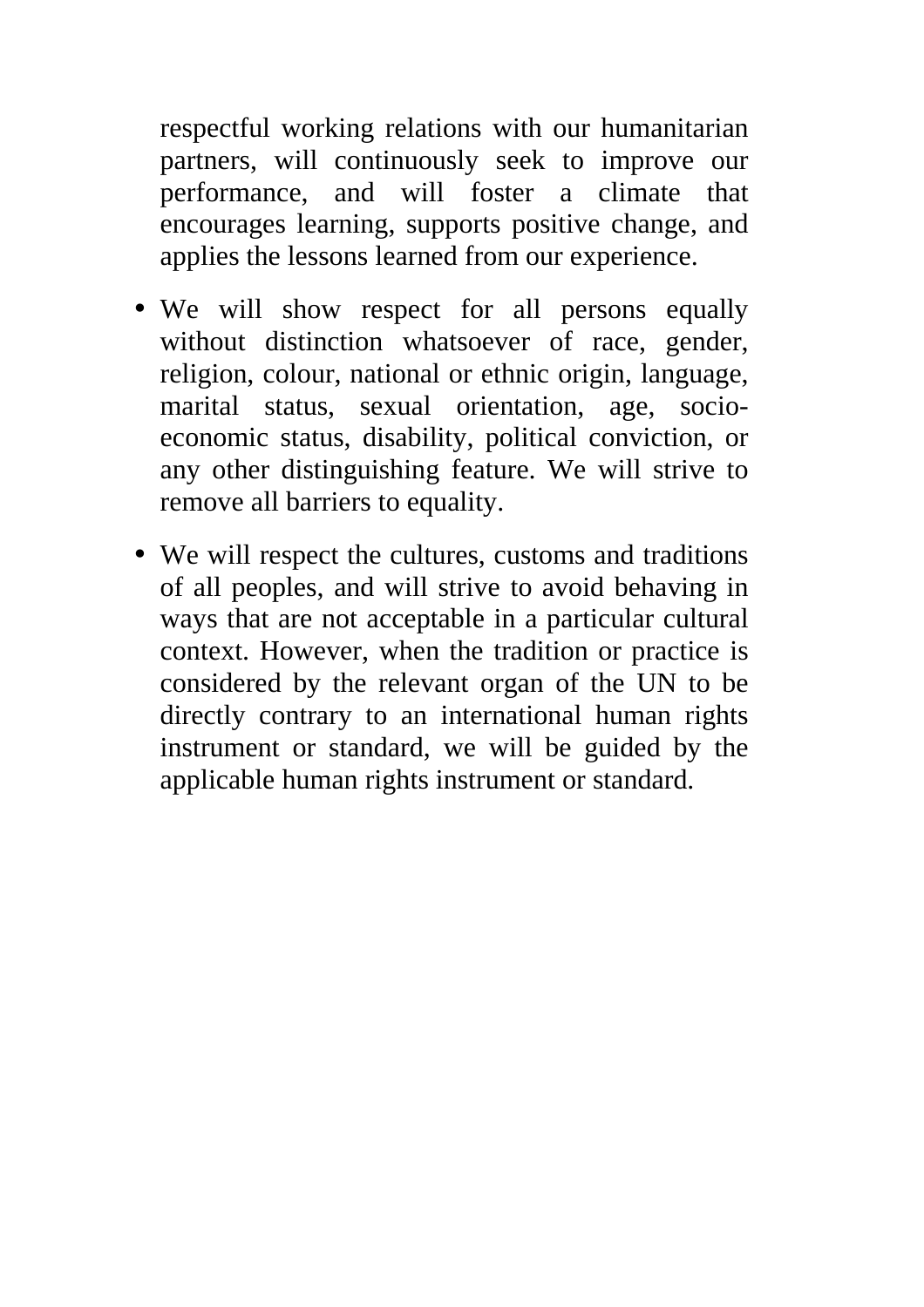respectful working relations with our humanitarian partners, will continuously seek to improve our performance, and will foster a climate that encourages learning, supports positive change, and applies the lessons learned from our experience.

- We will show respect for all persons equally without distinction whatsoever of race, gender, religion, colour, national or ethnic origin, language, marital status, sexual orientation, age, socio-economic status, disability, political conviction, or any other distinguishing feature. We will strive to remove all barriers to equality.

- We will respect the cultures, customs and traditions of all peoples, and will strive to avoid behaving in ways that are not acceptable in a particular cultural context. However, when the tradition or practice is considered by the relevant organ of the UN to be directly contrary to an international human rights instrument or standard, we will be guided by the applicable human rights instrument or standard.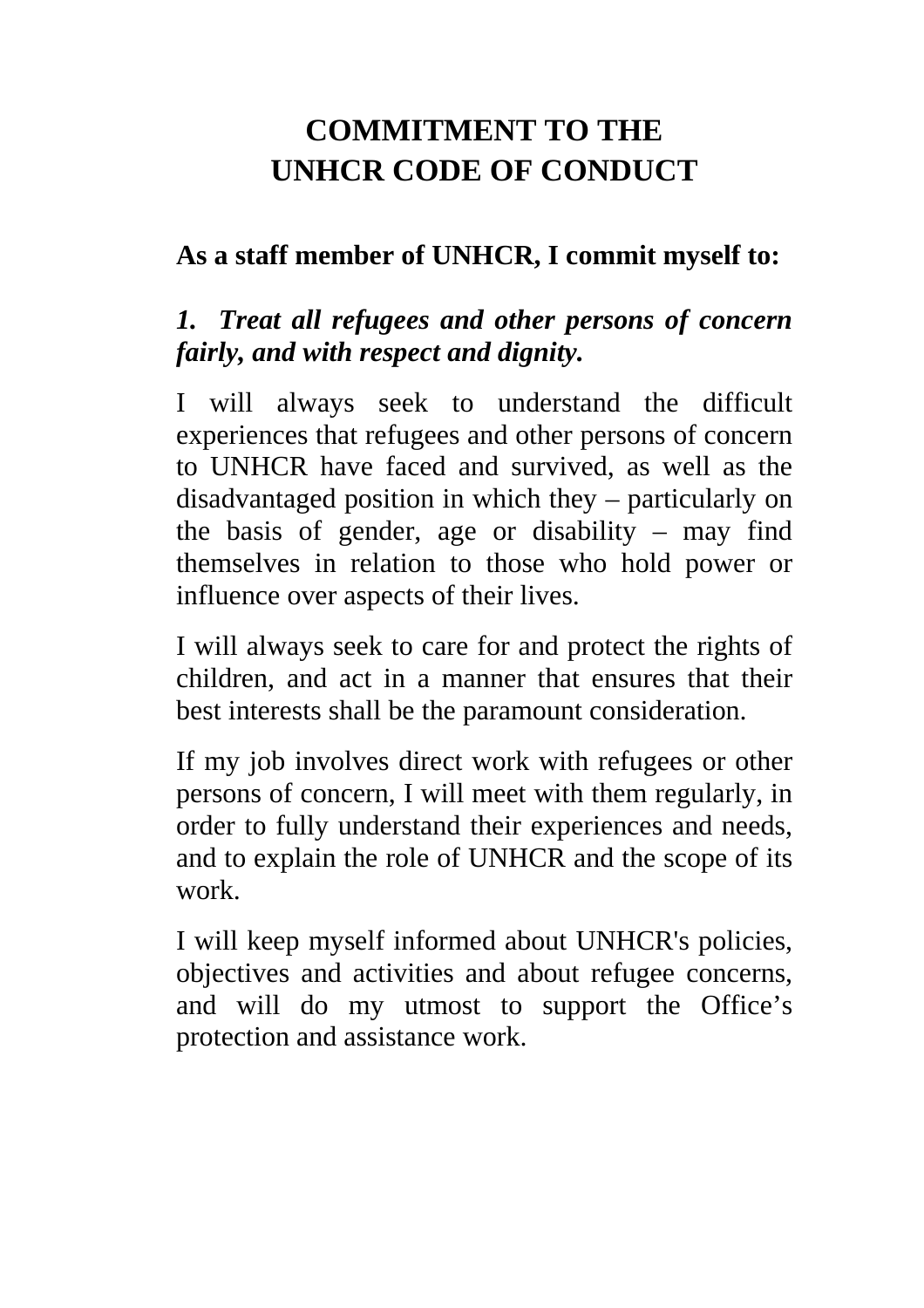# COMMITMENT TO THE UNHCR CODE OF CONDUCT

**As a staff member of UNHCR, I commit myself to:**

***1. Treat all refugees and other persons of concern fairly, and with respect and dignity.***

I will always seek to understand the difficult experiences that refugees and other persons of concern to UNHCR have faced and survived, as well as the disadvantaged position in which they – particularly on the basis of gender, age or disability – may find themselves in relation to those who hold power or influence over aspects of their lives.

I will always seek to care for and protect the rights of children, and act in a manner that ensures that their best interests shall be the paramount consideration.

If my job involves direct work with refugees or other persons of concern, I will meet with them regularly, in order to fully understand their experiences and needs, and to explain the role of UNHCR and the scope of its work.

I will keep myself informed about UNHCR's policies, objectives and activities and about refugee concerns, and will do my utmost to support the Office's protection and assistance work.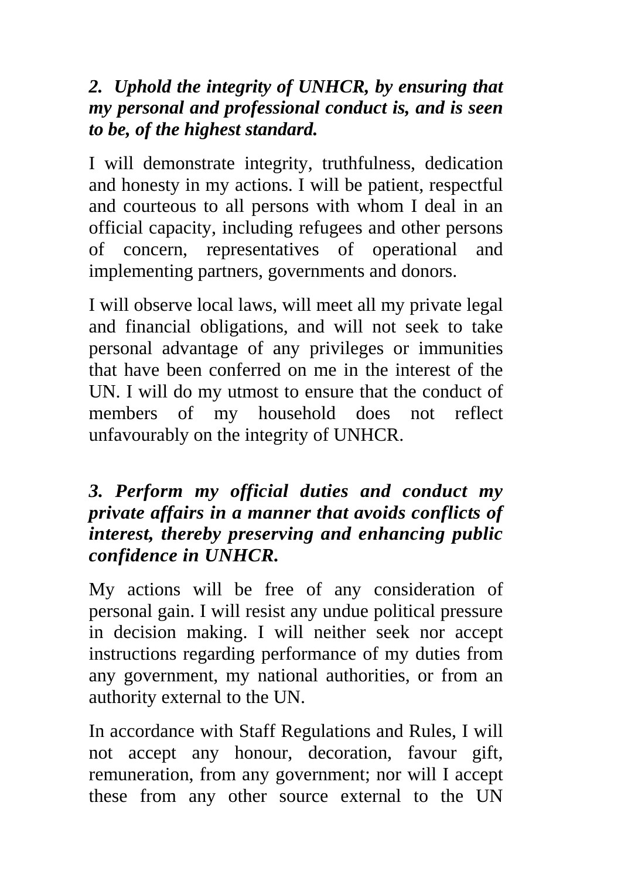***2. Uphold the integrity of UNHCR, by ensuring that my personal and professional conduct is, and is seen to be, of the highest standard.***

I will demonstrate integrity, truthfulness, dedication and honesty in my actions. I will be patient, respectful and courteous to all persons with whom I deal in an official capacity, including refugees and other persons of concern, representatives of operational and implementing partners, governments and donors.

I will observe local laws, will meet all my private legal and financial obligations, and will not seek to take personal advantage of any privileges or immunities that have been conferred on me in the interest of the UN. I will do my utmost to ensure that the conduct of members of my household does not reflect unfavourably on the integrity of UNHCR.

***3. Perform my official duties and conduct my private affairs in a manner that avoids conflicts of interest, thereby preserving and enhancing public confidence in UNHCR.***

My actions will be free of any consideration of personal gain. I will resist any undue political pressure in decision making. I will neither seek nor accept instructions regarding performance of my duties from any government, my national authorities, or from an authority external to the UN.

In accordance with Staff Regulations and Rules, I will not accept any honour, decoration, favour gift, remuneration, from any government; nor will I accept these from any other source external to the UN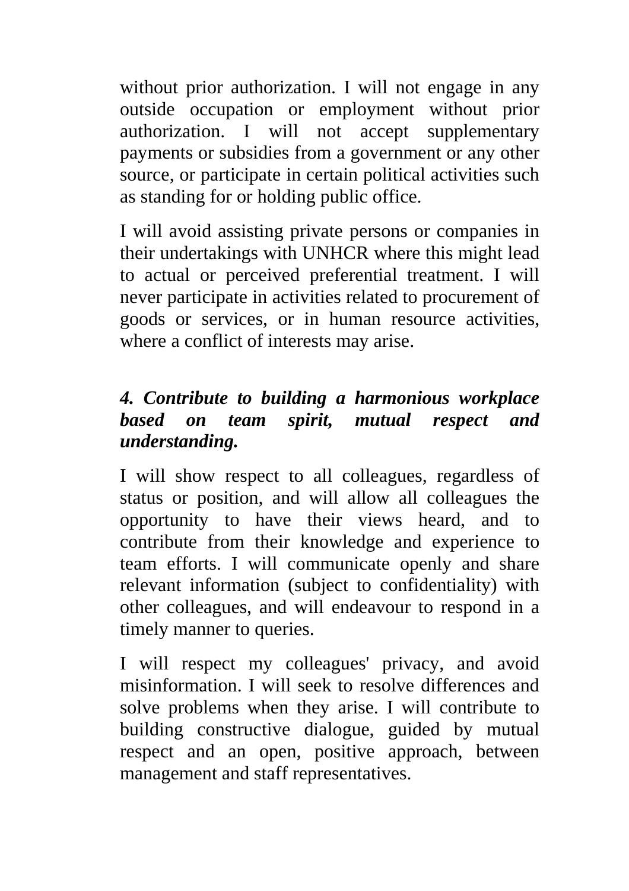without prior authorization. I will not engage in any outside occupation or employment without prior authorization. I will not accept supplementary payments or subsidies from a government or any other source, or participate in certain political activities such as standing for or holding public office.

I will avoid assisting private persons or companies in their undertakings with UNHCR where this might lead to actual or perceived preferential treatment. I will never participate in activities related to procurement of goods or services, or in human resource activities, where a conflict of interests may arise.

### *4. Contribute to building a harmonious workplace based on team spirit, mutual respect and understanding.*

I will show respect to all colleagues, regardless of status or position, and will allow all colleagues the opportunity to have their views heard, and to contribute from their knowledge and experience to team efforts. I will communicate openly and share relevant information (subject to confidentiality) with other colleagues, and will endeavour to respond in a timely manner to queries.

I will respect my colleagues' privacy, and avoid misinformation. I will seek to resolve differences and solve problems when they arise. I will contribute to building constructive dialogue, guided by mutual respect and an open, positive approach, between management and staff representatives.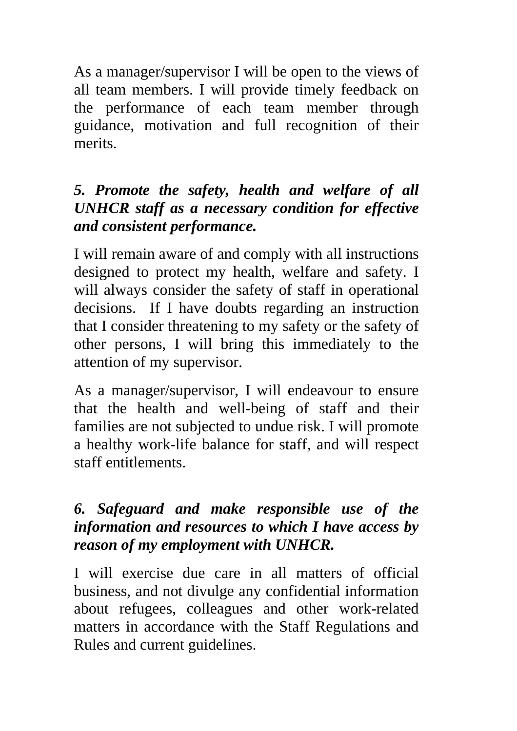As a manager/supervisor I will be open to the views of all team members. I will provide timely feedback on the performance of each team member through guidance, motivation and full recognition of their merits.

***5. Promote the safety, health and welfare of all UNHCR staff as a necessary condition for effective and consistent performance.***

I will remain aware of and comply with all instructions designed to protect my health, welfare and safety. I will always consider the safety of staff in operational decisions. If I have doubts regarding an instruction that I consider threatening to my safety or the safety of other persons, I will bring this immediately to the attention of my supervisor.

As a manager/supervisor, I will endeavour to ensure that the health and well-being of staff and their families are not subjected to undue risk. I will promote a healthy work-life balance for staff, and will respect staff entitlements.

***6. Safeguard and make responsible use of the information and resources to which I have access by reason of my employment with UNHCR.***

I will exercise due care in all matters of official business, and not divulge any confidential information about refugees, colleagues and other work-related matters in accordance with the Staff Regulations and Rules and current guidelines.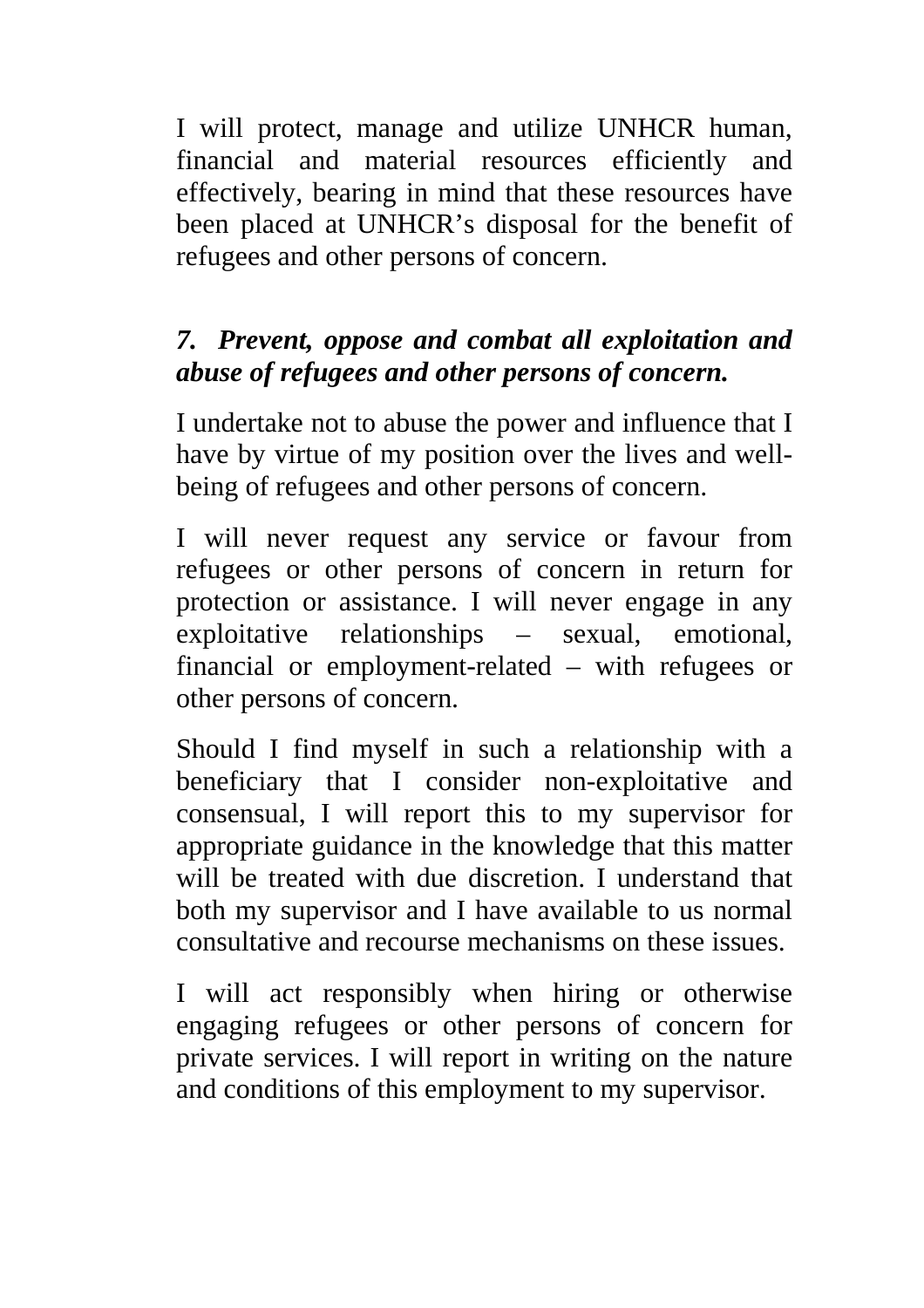I will protect, manage and utilize UNHCR human, financial and material resources efficiently and effectively, bearing in mind that these resources have been placed at UNHCR's disposal for the benefit of refugees and other persons of concern.

### *7. Prevent, oppose and combat all exploitation and abuse of refugees and other persons of concern.*

I undertake not to abuse the power and influence that I have by virtue of my position over the lives and well-being of refugees and other persons of concern.

I will never request any service or favour from refugees or other persons of concern in return for protection or assistance. I will never engage in any exploitative relationships – sexual, emotional, financial or employment-related – with refugees or other persons of concern.

Should I find myself in such a relationship with a beneficiary that I consider non-exploitative and consensual, I will report this to my supervisor for appropriate guidance in the knowledge that this matter will be treated with due discretion. I understand that both my supervisor and I have available to us normal consultative and recourse mechanisms on these issues.

I will act responsibly when hiring or otherwise engaging refugees or other persons of concern for private services. I will report in writing on the nature and conditions of this employment to my supervisor.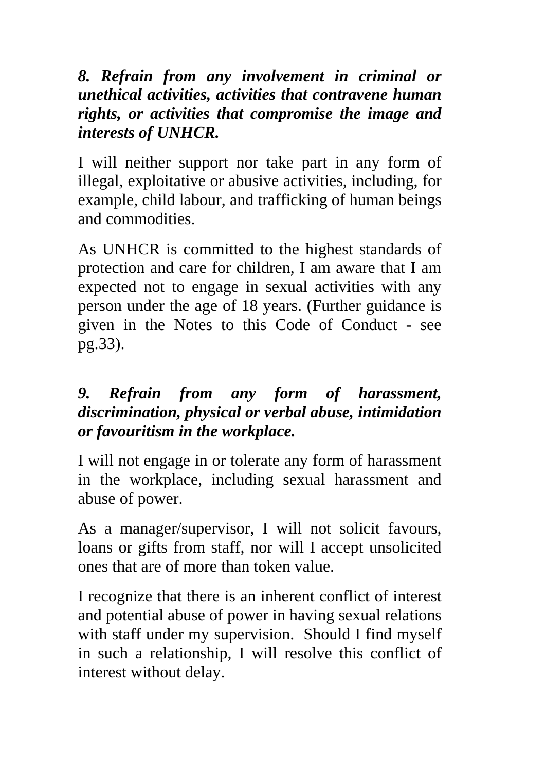***8. Refrain from any involvement in criminal or unethical activities, activities that contravene human rights, or activities that compromise the image and interests of UNHCR.***

I will neither support nor take part in any form of illegal, exploitative or abusive activities, including, for example, child labour, and trafficking of human beings and commodities.

As UNHCR is committed to the highest standards of protection and care for children, I am aware that I am expected not to engage in sexual activities with any person under the age of 18 years. (Further guidance is given in the Notes to this Code of Conduct - see pg.33).

***9. Refrain from any form of harassment, discrimination, physical or verbal abuse, intimidation or favouritism in the workplace.***

I will not engage in or tolerate any form of harassment in the workplace, including sexual harassment and abuse of power.

As a manager/supervisor, I will not solicit favours, loans or gifts from staff, nor will I accept unsolicited ones that are of more than token value.

I recognize that there is an inherent conflict of interest and potential abuse of power in having sexual relations with staff under my supervision. Should I find myself in such a relationship, I will resolve this conflict of interest without delay.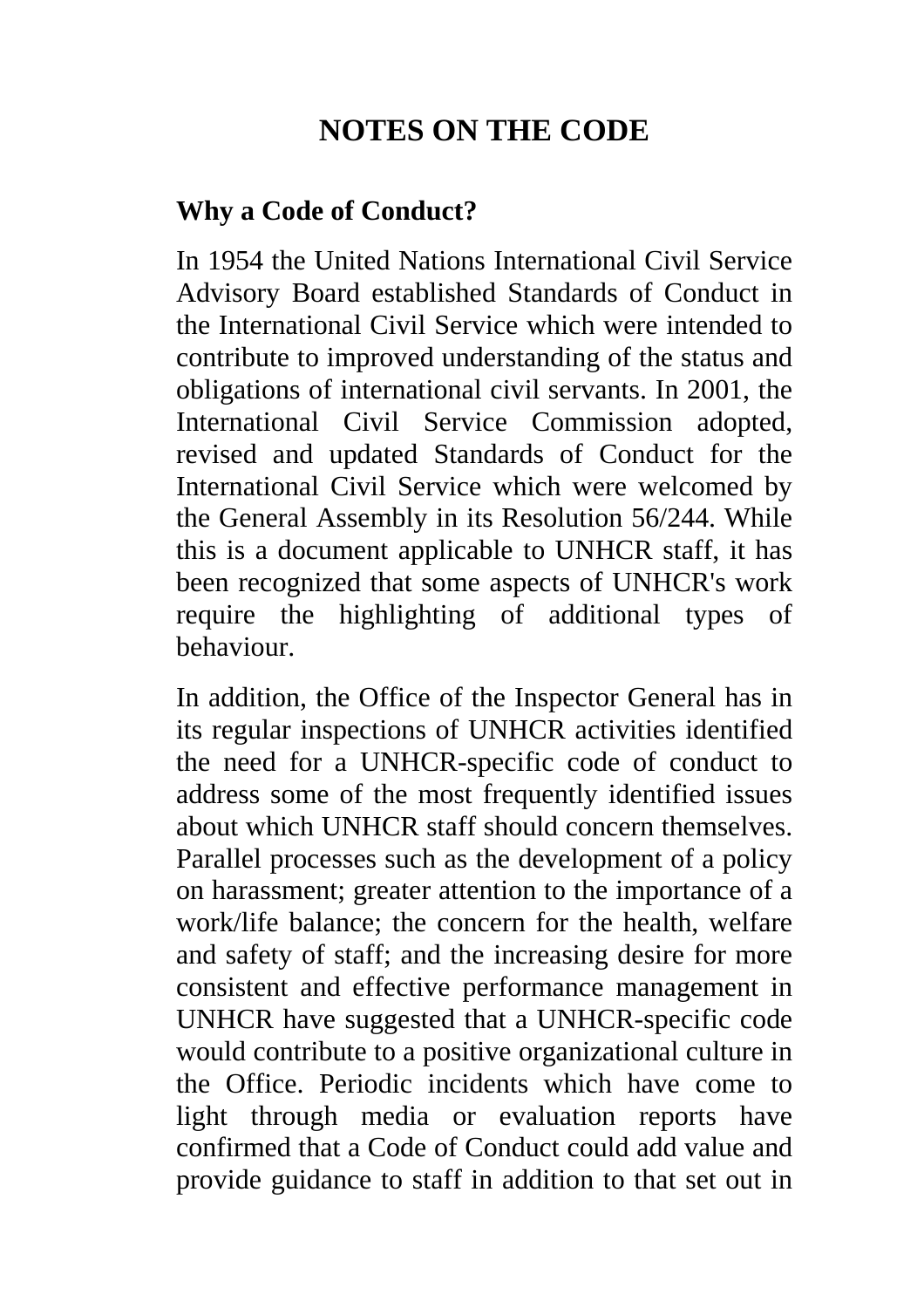# NOTES ON THE CODE

## Why a Code of Conduct?

In 1954 the United Nations International Civil Service Advisory Board established Standards of Conduct in the International Civil Service which were intended to contribute to improved understanding of the status and obligations of international civil servants. In 2001, the International Civil Service Commission adopted, revised and updated Standards of Conduct for the International Civil Service which were welcomed by the General Assembly in its Resolution 56/244. While this is a document applicable to UNHCR staff, it has been recognized that some aspects of UNHCR's work require the highlighting of additional types of behaviour.

In addition, the Office of the Inspector General has in its regular inspections of UNHCR activities identified the need for a UNHCR-specific code of conduct to address some of the most frequently identified issues about which UNHCR staff should concern themselves. Parallel processes such as the development of a policy on harassment; greater attention to the importance of a work/life balance; the concern for the health, welfare and safety of staff; and the increasing desire for more consistent and effective performance management in UNHCR have suggested that a UNHCR-specific code would contribute to a positive organizational culture in the Office. Periodic incidents which have come to light through media or evaluation reports have confirmed that a Code of Conduct could add value and provide guidance to staff in addition to that set out in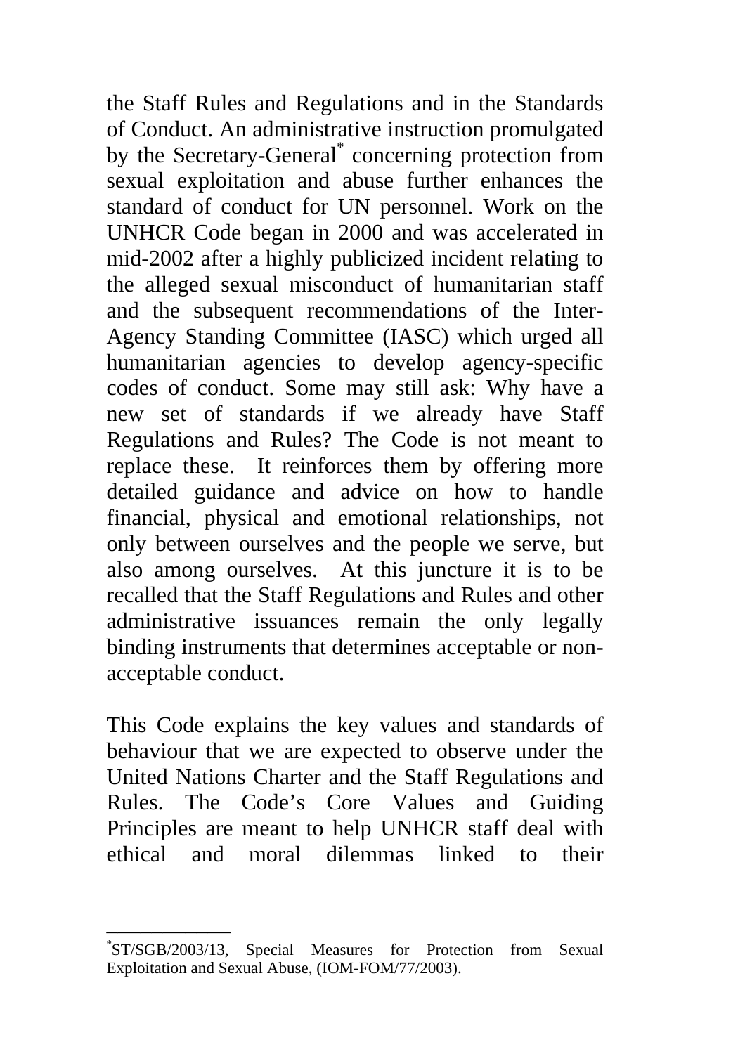the Staff Rules and Regulations and in the Standards of Conduct. An administrative instruction promulgated by the Secretary-General[*] concerning protection from sexual exploitation and abuse further enhances the standard of conduct for UN personnel. Work on the UNHCR Code began in 2000 and was accelerated in mid-2002 after a highly publicized incident relating to the alleged sexual misconduct of humanitarian staff and the subsequent recommendations of the Inter-Agency Standing Committee (IASC) which urged all humanitarian agencies to develop agency-specific codes of conduct. Some may still ask: Why have a new set of standards if we already have Staff Regulations and Rules? The Code is not meant to replace these. It reinforces them by offering more detailed guidance and advice on how to handle financial, physical and emotional relationships, not only between ourselves and the people we serve, but also among ourselves. At this juncture it is to be recalled that the Staff Regulations and Rules and other administrative issuances remain the only legally binding instruments that determines acceptable or non-acceptable conduct.

This Code explains the key values and standards of behaviour that we are expected to observe under the United Nations Charter and the Staff Regulations and Rules. The Code's Core Values and Guiding Principles are meant to help UNHCR staff deal with ethical and moral dilemmas linked to their

---

[*] ST/SGB/2003/13, Special Measures for Protection from Sexual Exploitation and Sexual Abuse, (IOM-FOM/77/2003).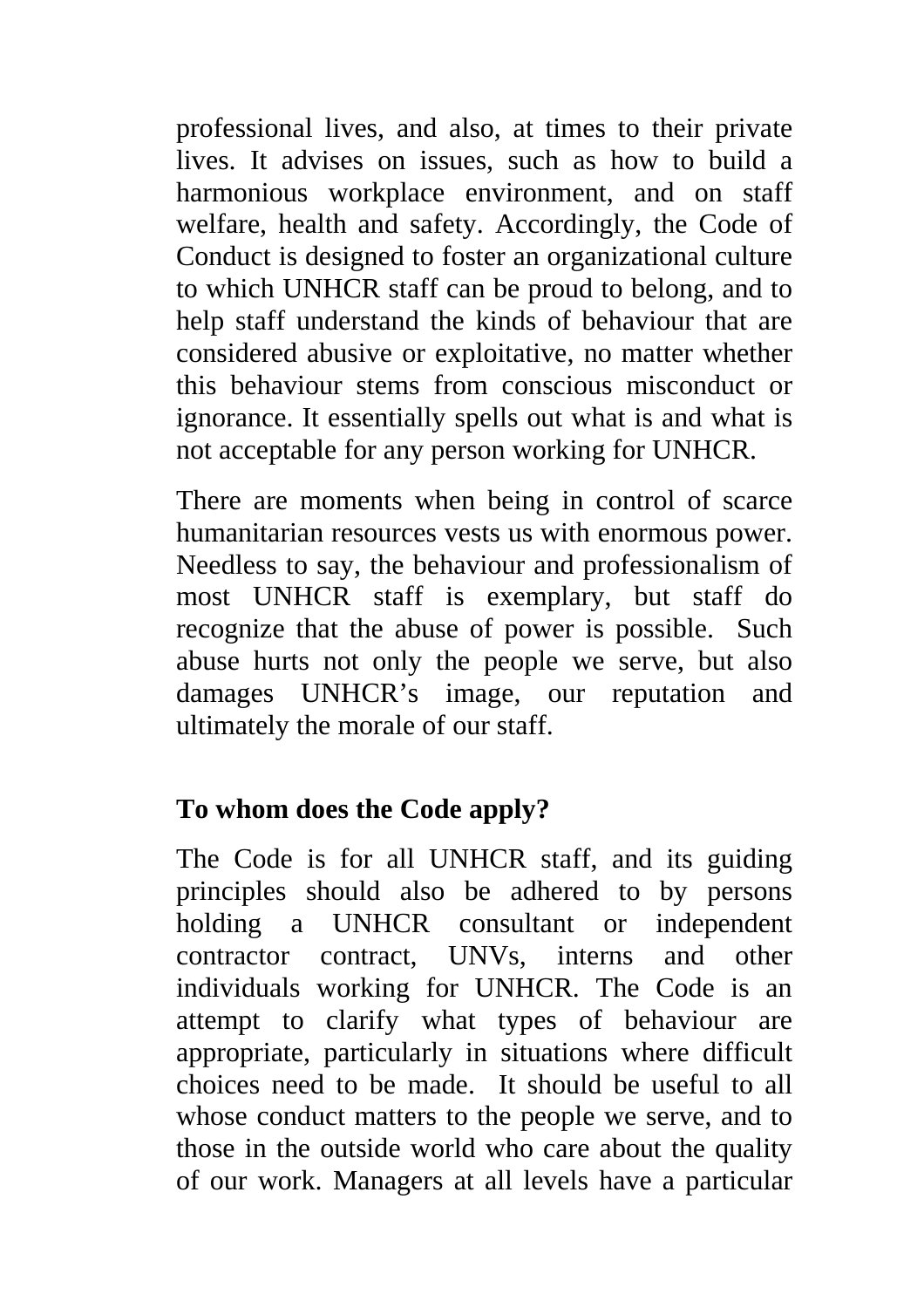professional lives, and also, at times to their private lives. It advises on issues, such as how to build a harmonious workplace environment, and on staff welfare, health and safety. Accordingly, the Code of Conduct is designed to foster an organizational culture to which UNHCR staff can be proud to belong, and to help staff understand the kinds of behaviour that are considered abusive or exploitative, no matter whether this behaviour stems from conscious misconduct or ignorance. It essentially spells out what is and what is not acceptable for any person working for UNHCR.

There are moments when being in control of scarce humanitarian resources vests us with enormous power. Needless to say, the behaviour and professionalism of most UNHCR staff is exemplary, but staff do recognize that the abuse of power is possible. Such abuse hurts not only the people we serve, but also damages UNHCR's image, our reputation and ultimately the morale of our staff.

## To whom does the Code apply?

The Code is for all UNHCR staff, and its guiding principles should also be adhered to by persons holding a UNHCR consultant or independent contractor contract, UNVs, interns and other individuals working for UNHCR. The Code is an attempt to clarify what types of behaviour are appropriate, particularly in situations where difficult choices need to be made. It should be useful to all whose conduct matters to the people we serve, and to those in the outside world who care about the quality of our work. Managers at all levels have a particular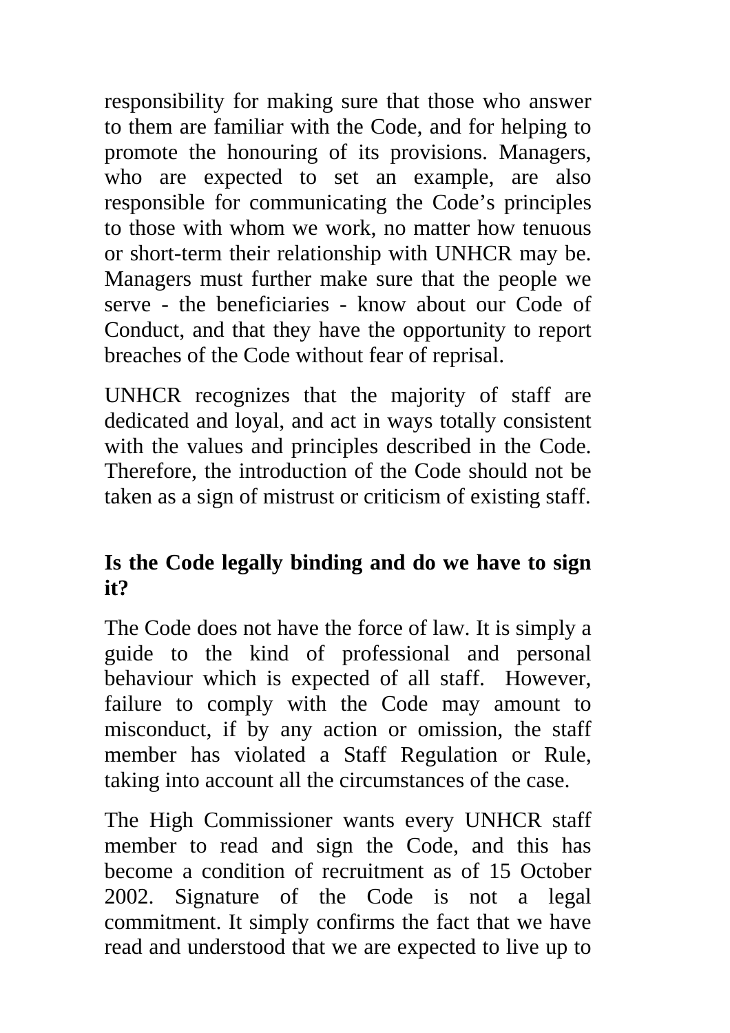responsibility for making sure that those who answer to them are familiar with the Code, and for helping to promote the honouring of its provisions. Managers, who are expected to set an example, are also responsible for communicating the Code's principles to those with whom we work, no matter how tenuous or short-term their relationship with UNHCR may be. Managers must further make sure that the people we serve - the beneficiaries - know about our Code of Conduct, and that they have the opportunity to report breaches of the Code without fear of reprisal.

UNHCR recognizes that the majority of staff are dedicated and loyal, and act in ways totally consistent with the values and principles described in the Code. Therefore, the introduction of the Code should not be taken as a sign of mistrust or criticism of existing staff.

**Is the Code legally binding and do we have to sign it?**

The Code does not have the force of law. It is simply a guide to the kind of professional and personal behaviour which is expected of all staff. However, failure to comply with the Code may amount to misconduct, if by any action or omission, the staff member has violated a Staff Regulation or Rule, taking into account all the circumstances of the case.

The High Commissioner wants every UNHCR staff member to read and sign the Code, and this has become a condition of recruitment as of 15 October 2002. Signature of the Code is not a legal commitment. It simply confirms the fact that we have read and understood that we are expected to live up to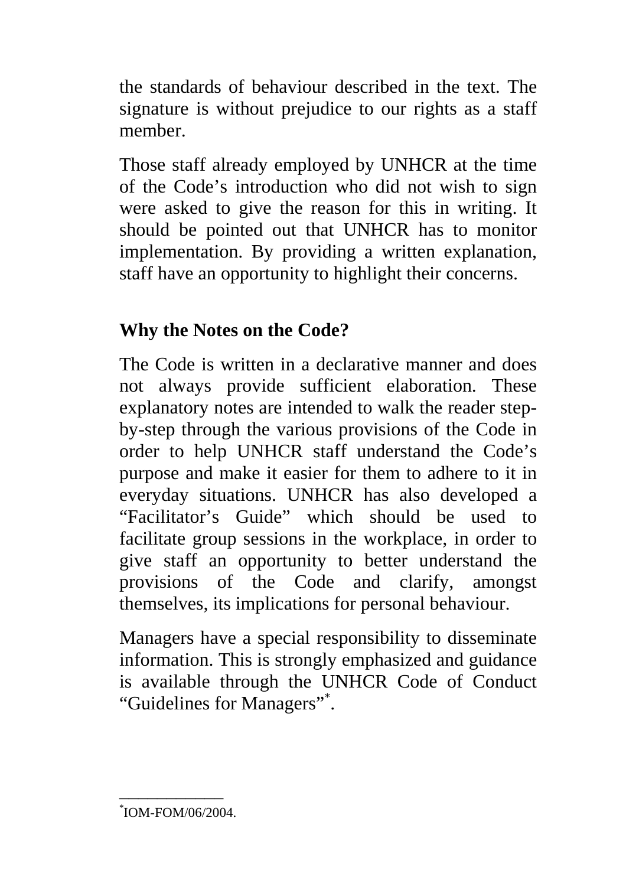the standards of behaviour described in the text. The signature is without prejudice to our rights as a staff member.

Those staff already employed by UNHCR at the time of the Code's introduction who did not wish to sign were asked to give the reason for this in writing. It should be pointed out that UNHCR has to monitor implementation. By providing a written explanation, staff have an opportunity to highlight their concerns.

## Why the Notes on the Code?

The Code is written in a declarative manner and does not always provide sufficient elaboration. These explanatory notes are intended to walk the reader step-by-step through the various provisions of the Code in order to help UNHCR staff understand the Code's purpose and make it easier for them to adhere to it in everyday situations. UNHCR has also developed a "Facilitator's Guide" which should be used to facilitate group sessions in the workplace, in order to give staff an opportunity to better understand the provisions of the Code and clarify, amongst themselves, its implications for personal behaviour.

Managers have a special responsibility to disseminate information. This is strongly emphasized and guidance is available through the UNHCR Code of Conduct "Guidelines for Managers"[*].

---

[*] IOM-FOM/06/2004.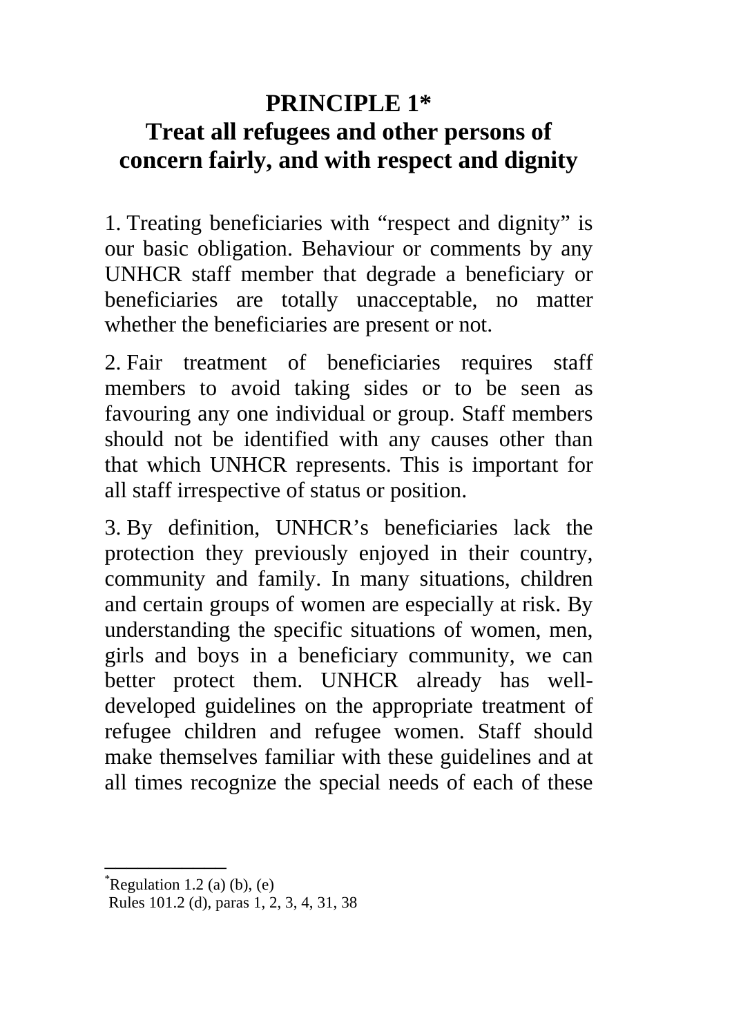# PRINCIPLE 1*

## Treat all refugees and other persons of concern fairly, and with respect and dignity

1. Treating beneficiaries with "respect and dignity" is our basic obligation. Behaviour or comments by any UNHCR staff member that degrade a beneficiary or beneficiaries are totally unacceptable, no matter whether the beneficiaries are present or not.

2. Fair treatment of beneficiaries requires staff members to avoid taking sides or to be seen as favouring any one individual or group. Staff members should not be identified with any causes other than that which UNHCR represents. This is important for all staff irrespective of status or position.

3. By definition, UNHCR's beneficiaries lack the protection they previously enjoyed in their country, community and family. In many situations, children and certain groups of women are especially at risk. By understanding the specific situations of women, men, girls and boys in a beneficiary community, we can better protect them. UNHCR already has well-developed guidelines on the appropriate treatment of refugee children and refugee women. Staff should make themselves familiar with these guidelines and at all times recognize the special needs of each of these

---

*Regulation 1.2 (a) (b), (e)
Rules 101.2 (d), paras 1, 2, 3, 4, 31, 38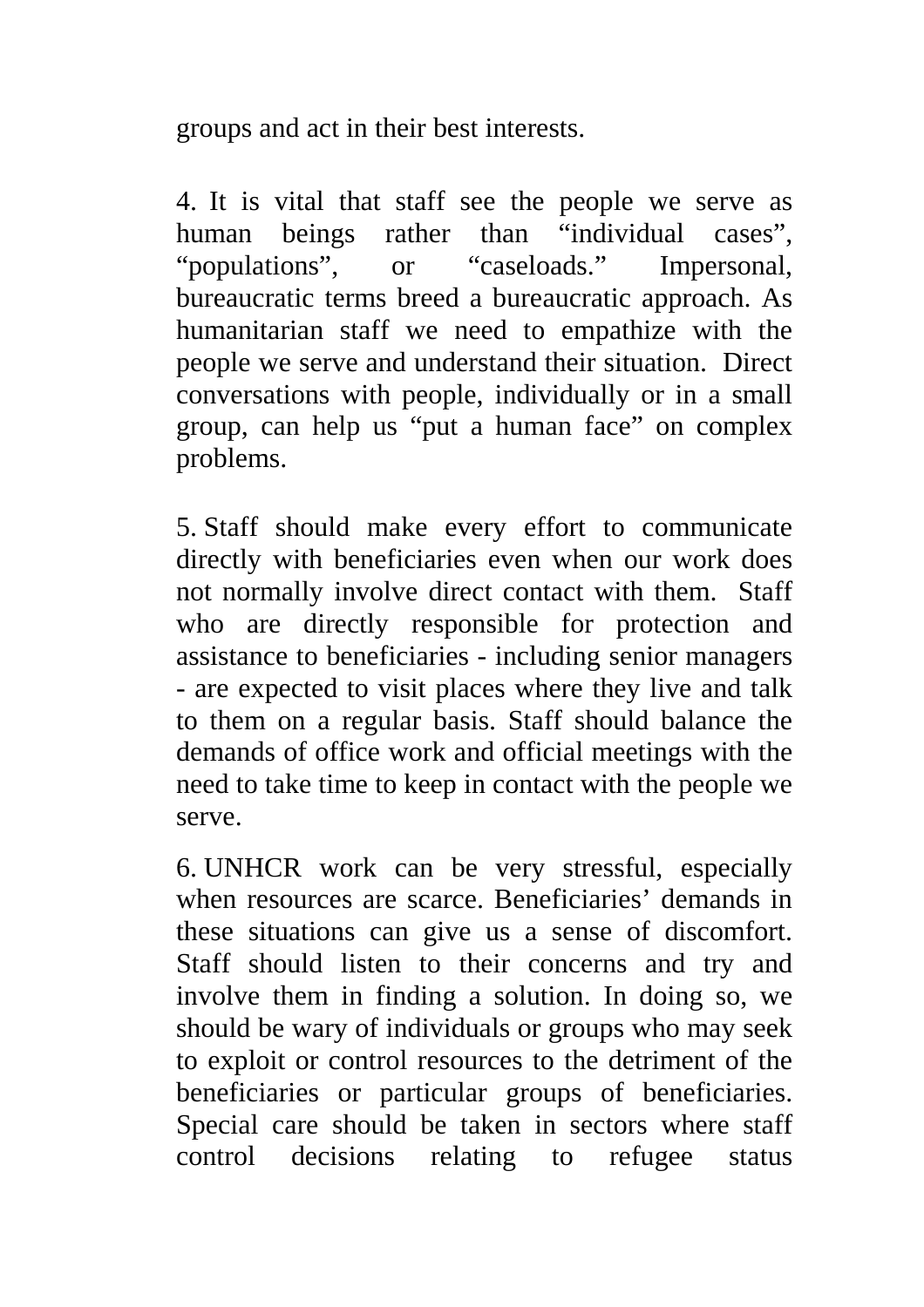groups and act in their best interests.

4. It is vital that staff see the people we serve as human beings rather than “individual cases”, “populations”, or “caseloads.” Impersonal, bureaucratic terms breed a bureaucratic approach. As humanitarian staff we need to empathize with the people we serve and understand their situation. Direct conversations with people, individually or in a small group, can help us “put a human face” on complex problems.

5. Staff should make every effort to communicate directly with beneficiaries even when our work does not normally involve direct contact with them. Staff who are directly responsible for protection and assistance to beneficiaries - including senior managers - are expected to visit places where they live and talk to them on a regular basis. Staff should balance the demands of office work and official meetings with the need to take time to keep in contact with the people we serve.

6. UNHCR work can be very stressful, especially when resources are scarce. Beneficiaries’ demands in these situations can give us a sense of discomfort. Staff should listen to their concerns and try and involve them in finding a solution. In doing so, we should be wary of individuals or groups who may seek to exploit or control resources to the detriment of the beneficiaries or particular groups of beneficiaries. Special care should be taken in sectors where staff control decisions relating to refugee status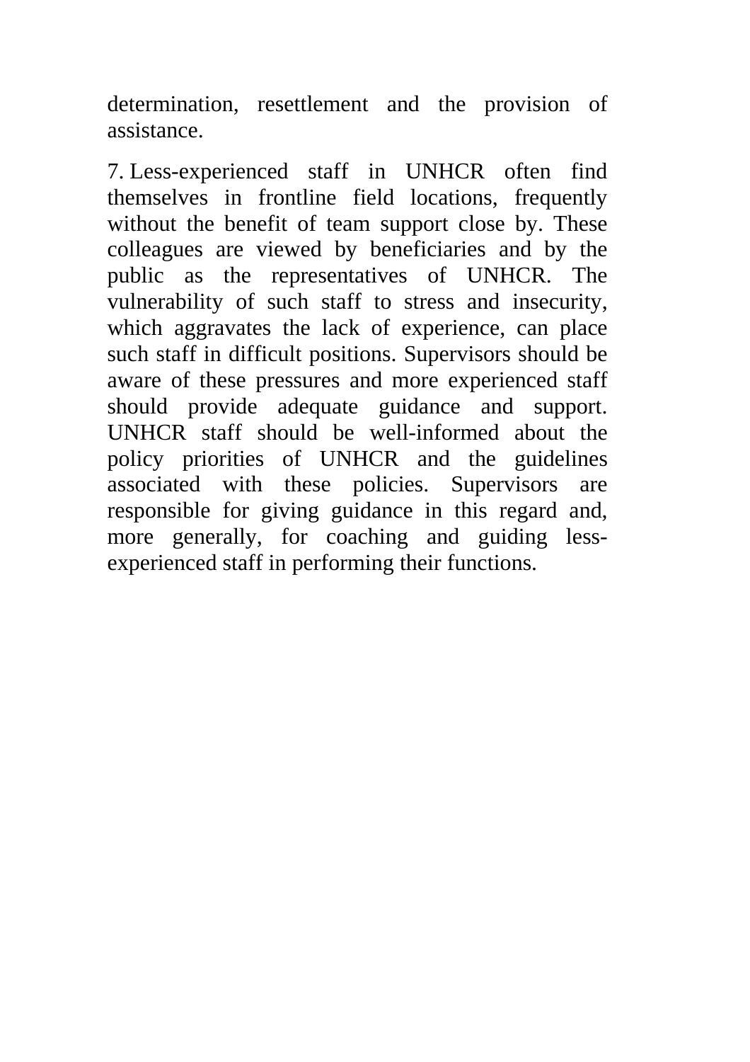determination, resettlement and the provision of assistance.

7. Less-experienced staff in UNHCR often find themselves in frontline field locations, frequently without the benefit of team support close by. These colleagues are viewed by beneficiaries and by the public as the representatives of UNHCR. The vulnerability of such staff to stress and insecurity, which aggravates the lack of experience, can place such staff in difficult positions. Supervisors should be aware of these pressures and more experienced staff should provide adequate guidance and support. UNHCR staff should be well-informed about the policy priorities of UNHCR and the guidelines associated with these policies. Supervisors are responsible for giving guidance in this regard and, more generally, for coaching and guiding less-experienced staff in performing their functions.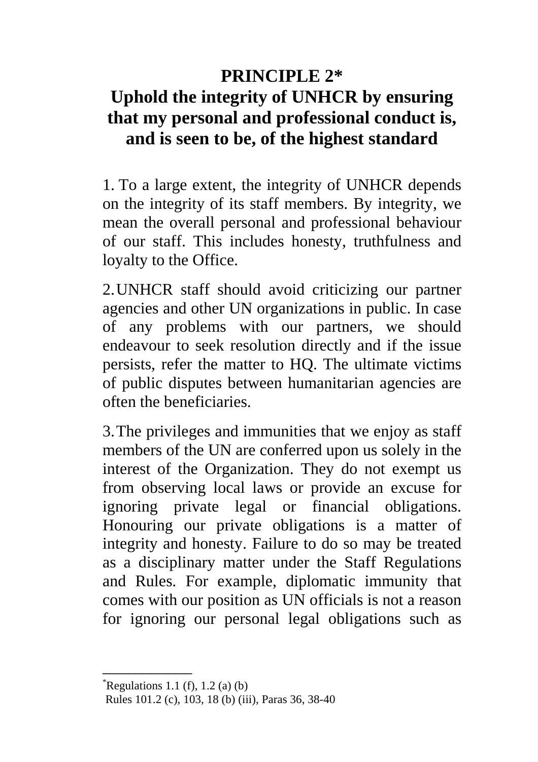# PRINCIPLE 2*

## Uphold the integrity of UNHCR by ensuring that my personal and professional conduct is, and is seen to be, of the highest standard

1. To a large extent, the integrity of UNHCR depends on the integrity of its staff members. By integrity, we mean the overall personal and professional behaviour of our staff. This includes honesty, truthfulness and loyalty to the Office.

2. UNHCR staff should avoid criticizing our partner agencies and other UN organizations in public. In case of any problems with our partners, we should endeavour to seek resolution directly and if the issue persists, refer the matter to HQ. The ultimate victims of public disputes between humanitarian agencies are often the beneficiaries.

3. The privileges and immunities that we enjoy as staff members of the UN are conferred upon us solely in the interest of the Organization. They do not exempt us from observing local laws or provide an excuse for ignoring private legal or financial obligations. Honouring our private obligations is a matter of integrity and honesty. Failure to do so may be treated as a disciplinary matter under the Staff Regulations and Rules. For example, diplomatic immunity that comes with our position as UN officials is not a reason for ignoring our personal legal obligations such as

---

*Regulations 1.1 (f), 1.2 (a) (b)
Rules 101.2 (c), 103, 18 (b) (iii), Paras 36, 38-40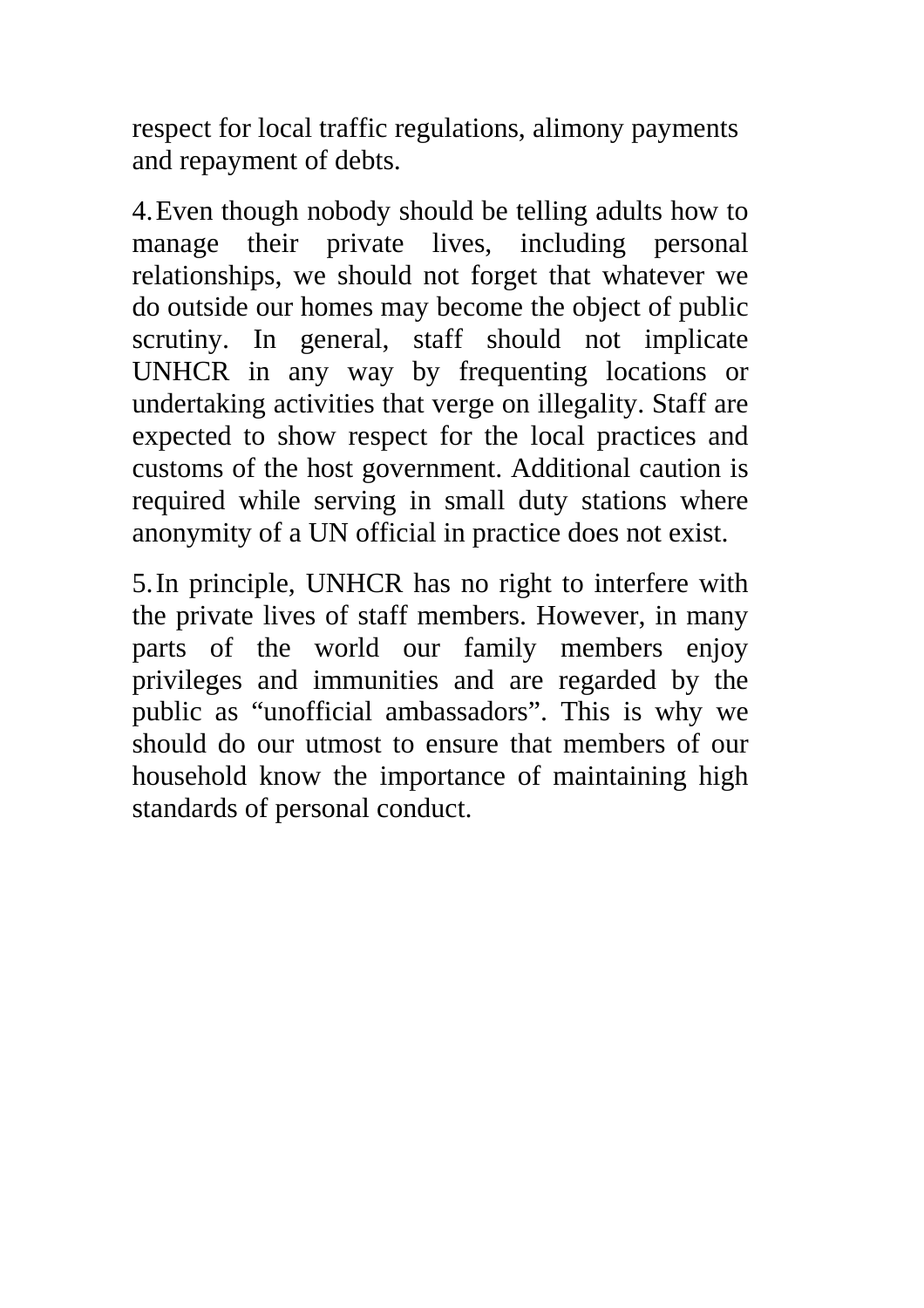respect for local traffic regulations, alimony payments and repayment of debts.

4. Even though nobody should be telling adults how to manage their private lives, including personal relationships, we should not forget that whatever we do outside our homes may become the object of public scrutiny. In general, staff should not implicate UNHCR in any way by frequenting locations or undertaking activities that verge on illegality. Staff are expected to show respect for the local practices and customs of the host government. Additional caution is required while serving in small duty stations where anonymity of a UN official in practice does not exist.

5. In principle, UNHCR has no right to interfere with the private lives of staff members. However, in many parts of the world our family members enjoy privileges and immunities and are regarded by the public as "unofficial ambassadors". This is why we should do our utmost to ensure that members of our household know the importance of maintaining high standards of personal conduct.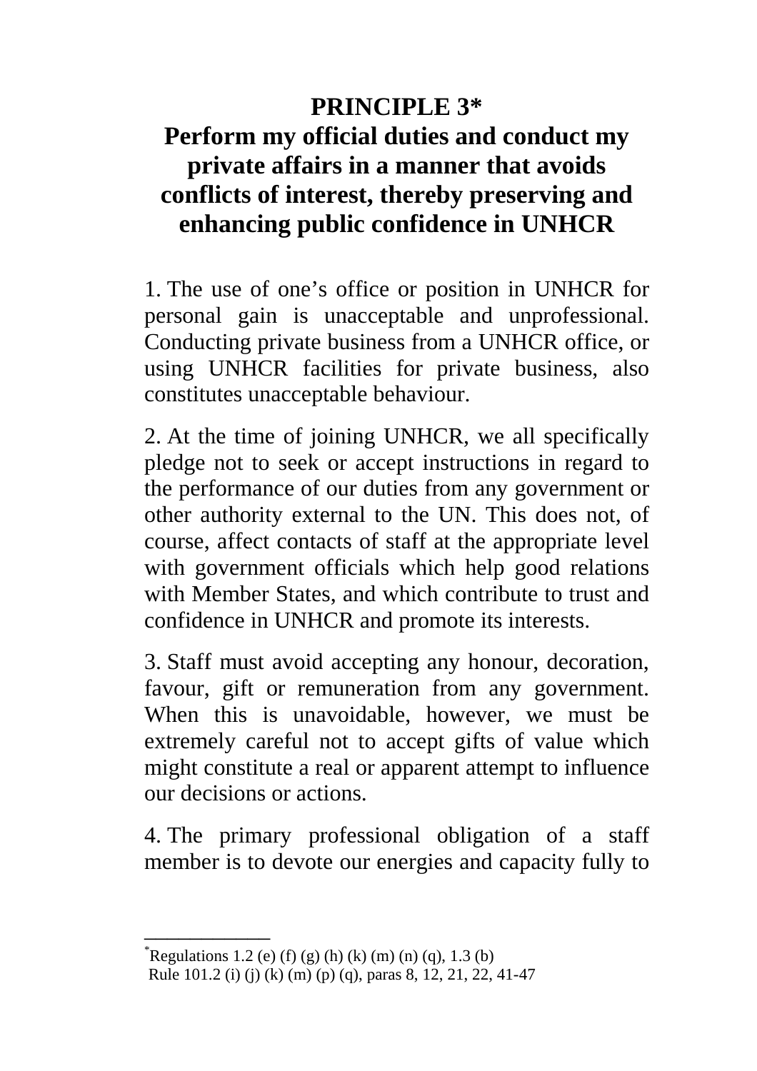## PRINCIPLE 3*

## Perform my official duties and conduct my private affairs in a manner that avoids conflicts of interest, thereby preserving and enhancing public confidence in UNHCR

1. The use of one's office or position in UNHCR for personal gain is unacceptable and unprofessional. Conducting private business from a UNHCR office, or using UNHCR facilities for private business, also constitutes unacceptable behaviour.

2. At the time of joining UNHCR, we all specifically pledge not to seek or accept instructions in regard to the performance of our duties from any government or other authority external to the UN. This does not, of course, affect contacts of staff at the appropriate level with government officials which help good relations with Member States, and which contribute to trust and confidence in UNHCR and promote its interests.

3. Staff must avoid accepting any honour, decoration, favour, gift or remuneration from any government. When this is unavoidable, however, we must be extremely careful not to accept gifts of value which might constitute a real or apparent attempt to influence our decisions or actions.

4. The primary professional obligation of a staff member is to devote our energies and capacity fully to

---

*Regulations 1.2 (e) (f) (g) (h) (k) (m) (n) (q), 1.3 (b)
Rule 101.2 (i) (j) (k) (m) (p) (q), paras 8, 12, 21, 22, 41-47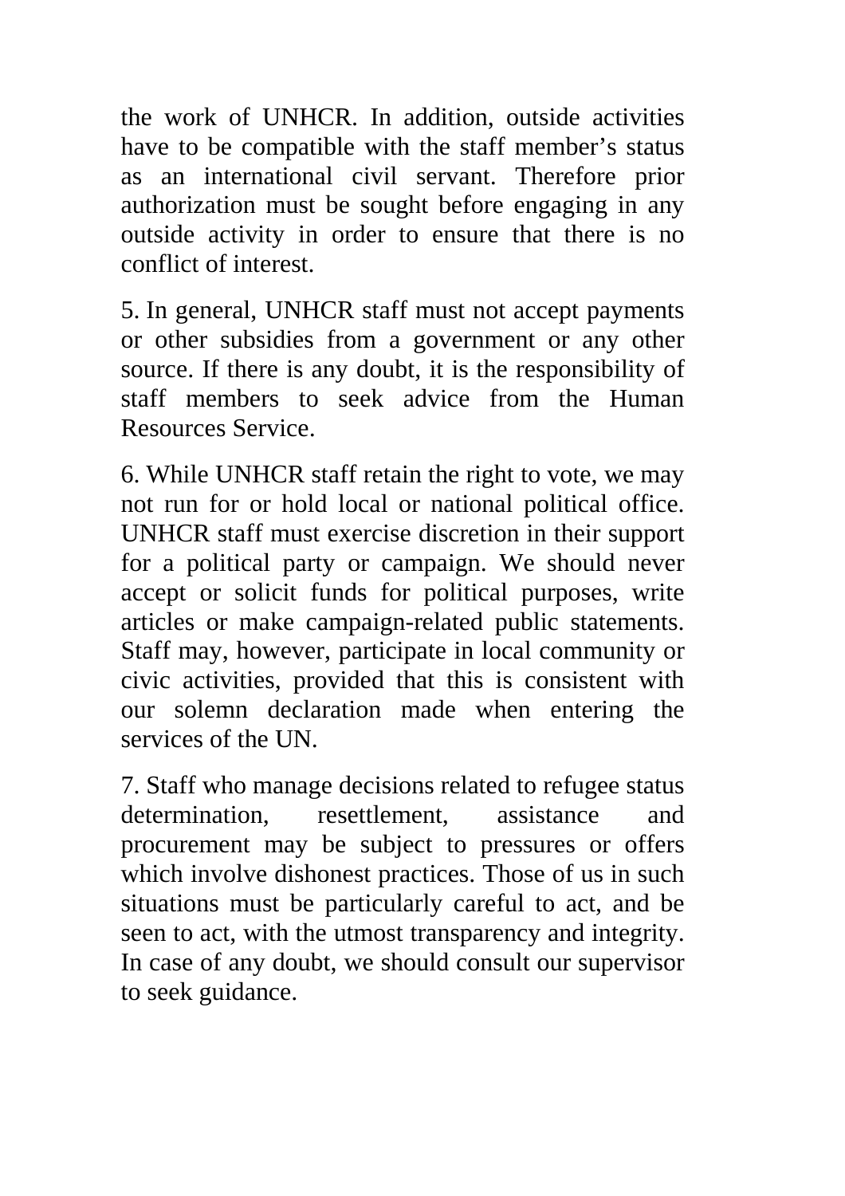the work of UNHCR. In addition, outside activities have to be compatible with the staff member’s status as an international civil servant. Therefore prior authorization must be sought before engaging in any outside activity in order to ensure that there is no conflict of interest.

5. In general, UNHCR staff must not accept payments or other subsidies from a government or any other source. If there is any doubt, it is the responsibility of staff members to seek advice from the Human Resources Service.

6. While UNHCR staff retain the right to vote, we may not run for or hold local or national political office. UNHCR staff must exercise discretion in their support for a political party or campaign. We should never accept or solicit funds for political purposes, write articles or make campaign-related public statements. Staff may, however, participate in local community or civic activities, provided that this is consistent with our solemn declaration made when entering the services of the UN.

7. Staff who manage decisions related to refugee status determination, resettlement, assistance and procurement may be subject to pressures or offers which involve dishonest practices. Those of us in such situations must be particularly careful to act, and be seen to act, with the utmost transparency and integrity. In case of any doubt, we should consult our supervisor to seek guidance.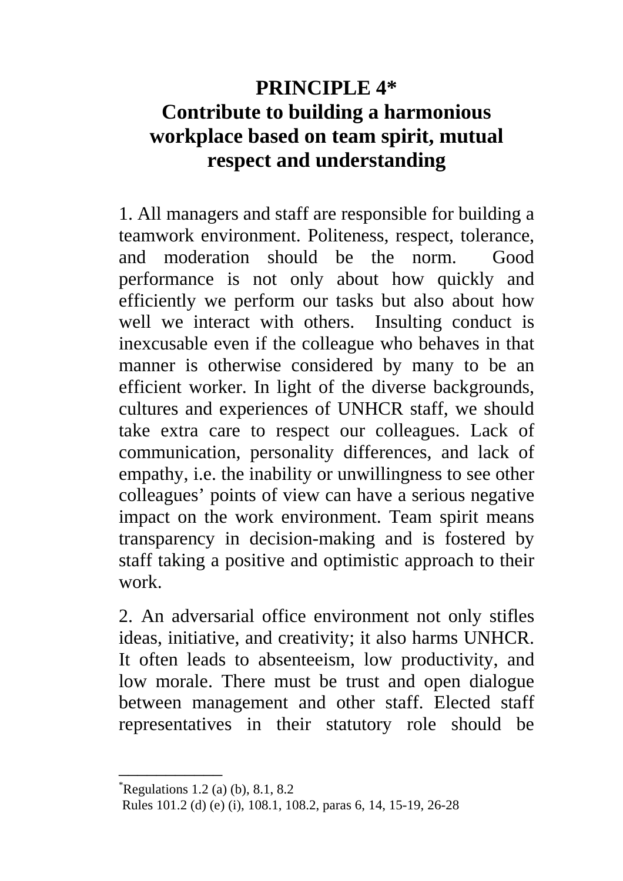# PRINCIPLE 4*
# Contribute to building a harmonious workplace based on team spirit, mutual respect and understanding

1. All managers and staff are responsible for building a teamwork environment. Politeness, respect, tolerance, and moderation should be the norm. Good performance is not only about how quickly and efficiently we perform our tasks but also about how well we interact with others. Insulting conduct is inexcusable even if the colleague who behaves in that manner is otherwise considered by many to be an efficient worker. In light of the diverse backgrounds, cultures and experiences of UNHCR staff, we should take extra care to respect our colleagues. Lack of communication, personality differences, and lack of empathy, i.e. the inability or unwillingness to see other colleagues' points of view can have a serious negative impact on the work environment. Team spirit means transparency in decision-making and is fostered by staff taking a positive and optimistic approach to their work.

2. An adversarial office environment not only stifles ideas, initiative, and creativity; it also harms UNHCR. It often leads to absenteeism, low productivity, and low morale. There must be trust and open dialogue between management and other staff. Elected staff representatives in their statutory role should be

---

*Regulations 1.2 (a) (b), 8.1, 8.2
Rules 101.2 (d) (e) (i), 108.1, 108.2, paras 6, 14, 15-19, 26-28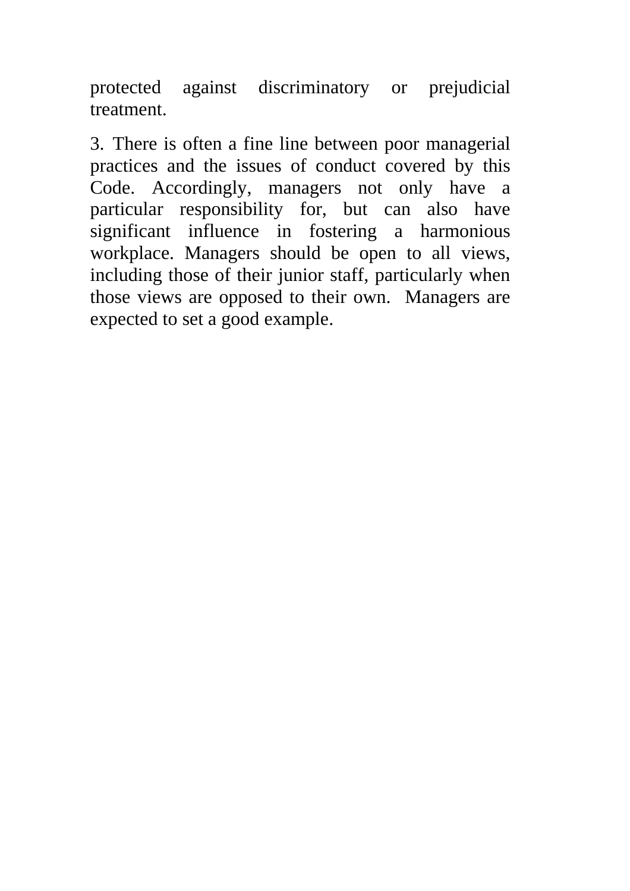protected against discriminatory or prejudicial treatment.

3. There is often a fine line between poor managerial practices and the issues of conduct covered by this Code. Accordingly, managers not only have a particular responsibility for, but can also have significant influence in fostering a harmonious workplace. Managers should be open to all views, including those of their junior staff, particularly when those views are opposed to their own. Managers are expected to set a good example.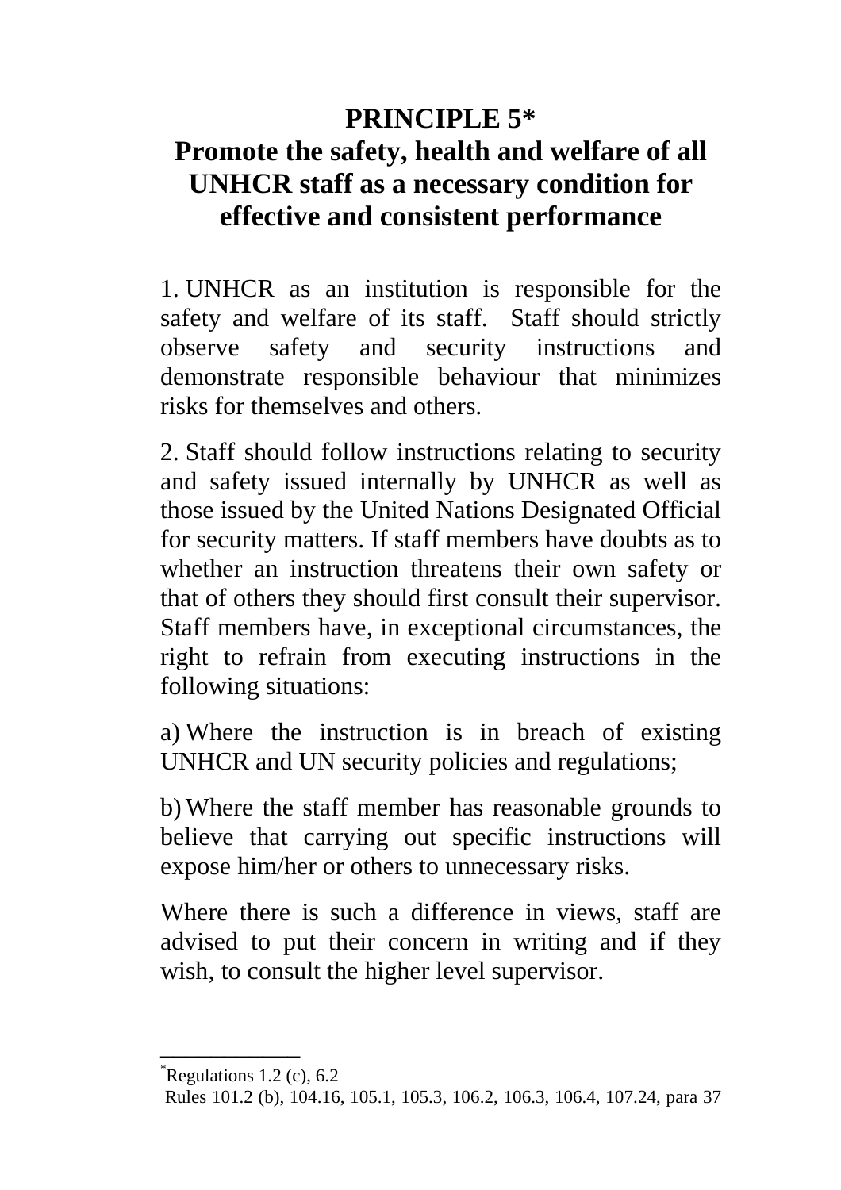# PRINCIPLE 5*

## Promote the safety, health and welfare of all UNHCR staff as a necessary condition for effective and consistent performance

1. UNHCR as an institution is responsible for the safety and welfare of its staff. Staff should strictly observe safety and security instructions and demonstrate responsible behaviour that minimizes risks for themselves and others.

2. Staff should follow instructions relating to security and safety issued internally by UNHCR as well as those issued by the United Nations Designated Official for security matters. If staff members have doubts as to whether an instruction threatens their own safety or that of others they should first consult their supervisor. Staff members have, in exceptional circumstances, the right to refrain from executing instructions in the following situations:

a) Where the instruction is in breach of existing UNHCR and UN security policies and regulations;

b) Where the staff member has reasonable grounds to believe that carrying out specific instructions will expose him/her or others to unnecessary risks.

Where there is such a difference in views, staff are advised to put their concern in writing and if they wish, to consult the higher level supervisor.

---

*Regulations 1.2 (c), 6.2
Rules 101.2 (b), 104.16, 105.1, 105.3, 106.2, 106.3, 106.4, 107.24, para 37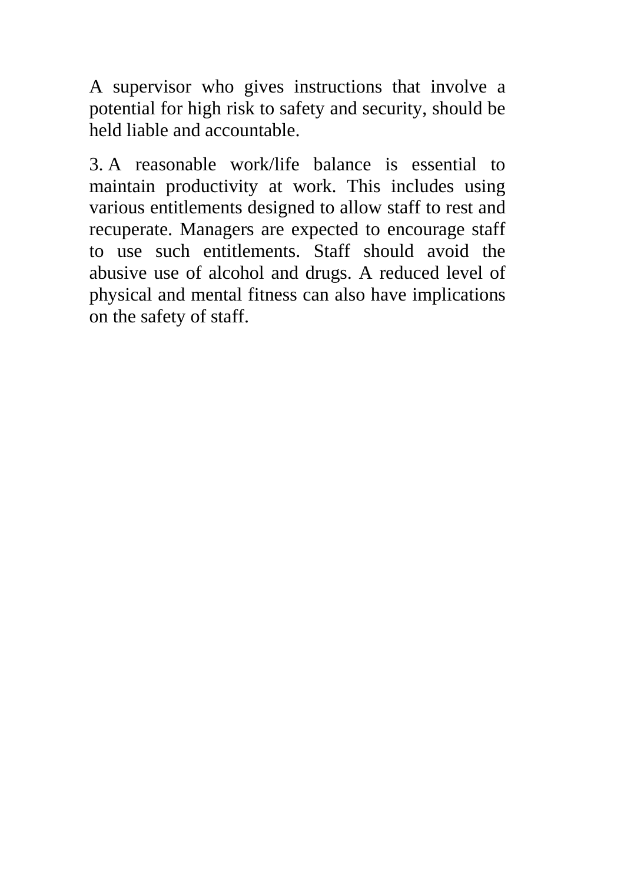A supervisor who gives instructions that involve a potential for high risk to safety and security, should be held liable and accountable.

3. A reasonable work/life balance is essential to maintain productivity at work. This includes using various entitlements designed to allow staff to rest and recuperate. Managers are expected to encourage staff to use such entitlements. Staff should avoid the abusive use of alcohol and drugs. A reduced level of physical and mental fitness can also have implications on the safety of staff.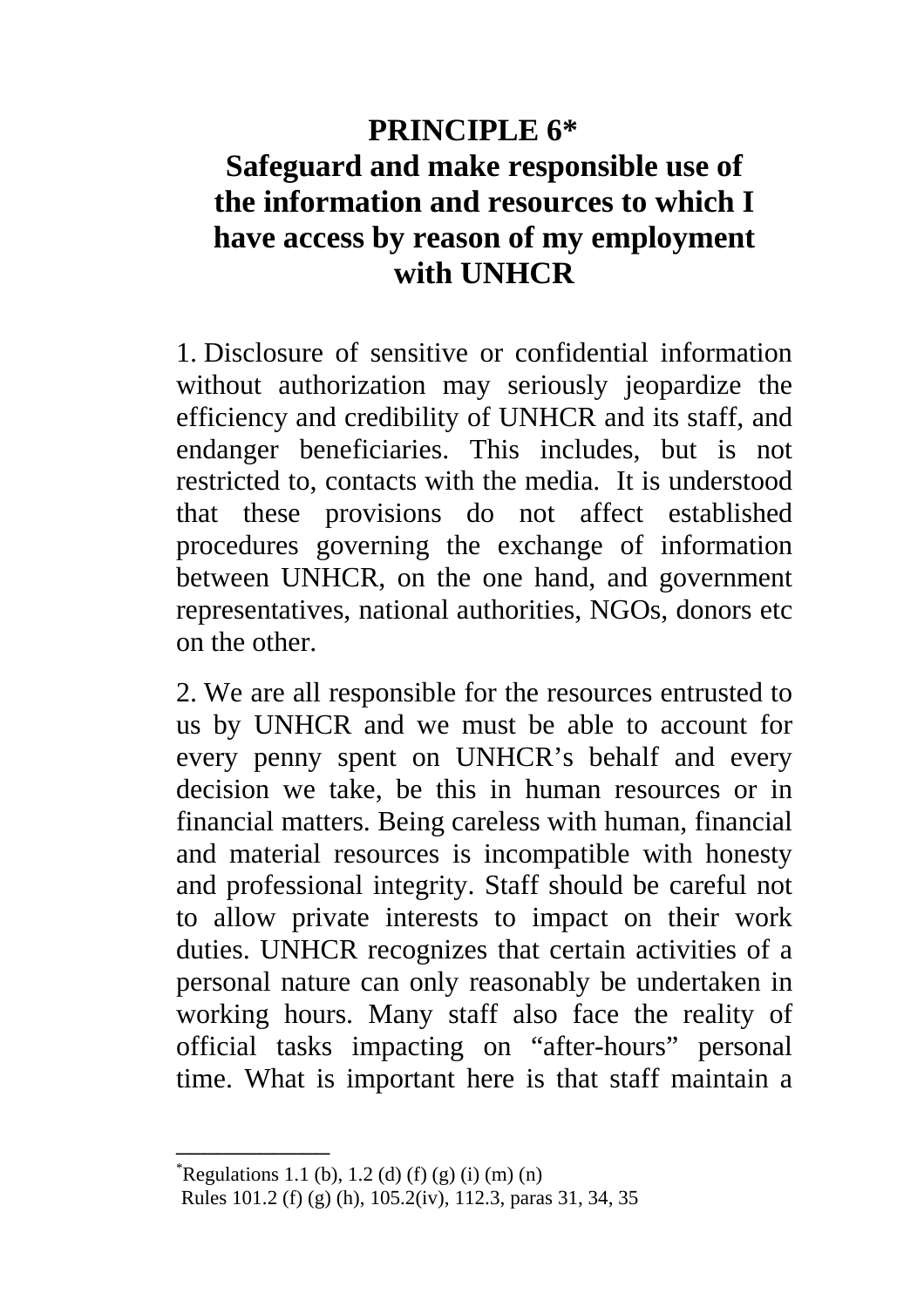# PRINCIPLE 6*

# Safeguard and make responsible use of the information and resources to which I have access by reason of my employment with UNHCR

1. Disclosure of sensitive or confidential information without authorization may seriously jeopardize the efficiency and credibility of UNHCR and its staff, and endanger beneficiaries. This includes, but is not restricted to, contacts with the media. It is understood that these provisions do not affect established procedures governing the exchange of information between UNHCR, on the one hand, and government representatives, national authorities, NGOs, donors etc on the other.

2. We are all responsible for the resources entrusted to us by UNHCR and we must be able to account for every penny spent on UNHCR's behalf and every decision we take, be this in human resources or in financial matters. Being careless with human, financial and material resources is incompatible with honesty and professional integrity. Staff should be careful not to allow private interests to impact on their work duties. UNHCR recognizes that certain activities of a personal nature can only reasonably be undertaken in working hours. Many staff also face the reality of official tasks impacting on "after-hours" personal time. What is important here is that staff maintain a

---

*Regulations 1.1 (b), 1.2 (d) (f) (g) (i) (m) (n)
Rules 101.2 (f) (g) (h), 105.2(iv), 112.3, paras 31, 34, 35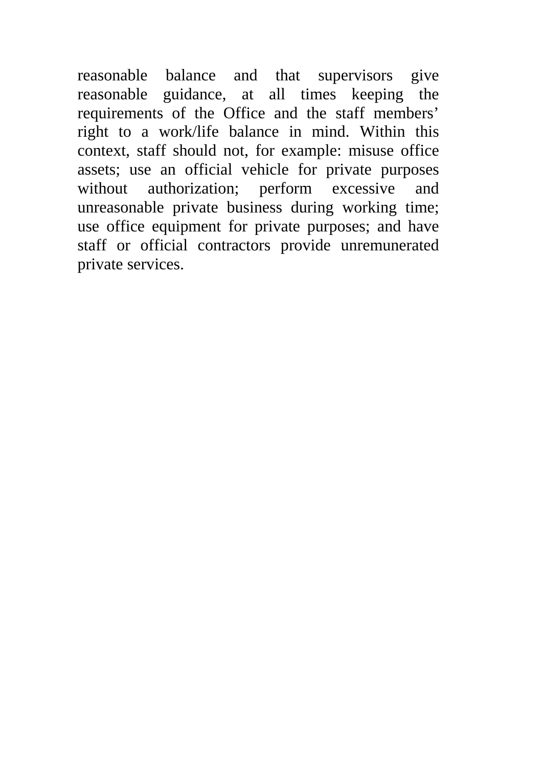reasonable balance and that supervisors give reasonable guidance, at all times keeping the requirements of the Office and the staff members' right to a work/life balance in mind. Within this context, staff should not, for example: misuse office assets; use an official vehicle for private purposes without authorization; perform excessive and unreasonable private business during working time; use office equipment for private purposes; and have staff or official contractors provide unremunerated private services.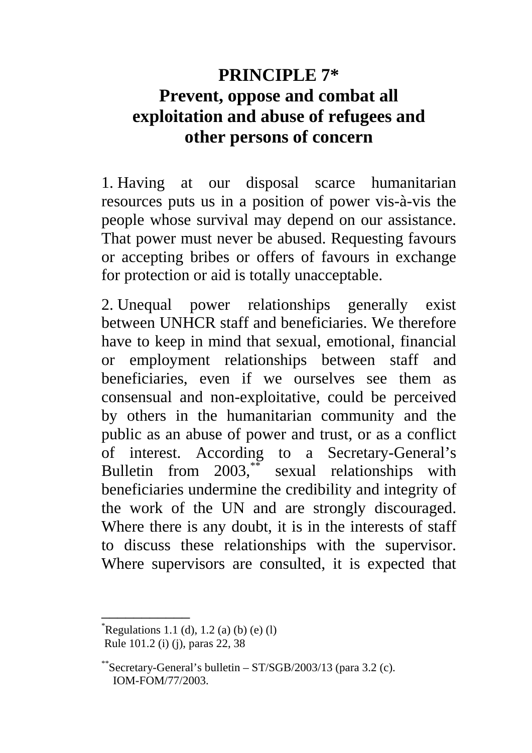# PRINCIPLE 7*

## Prevent, oppose and combat all exploitation and abuse of refugees and other persons of concern

1. Having at our disposal scarce humanitarian resources puts us in a position of power vis-à-vis the people whose survival may depend on our assistance. That power must never be abused. Requesting favours or accepting bribes or offers of favours in exchange for protection or aid is totally unacceptable.

2. Unequal power relationships generally exist between UNHCR staff and beneficiaries. We therefore have to keep in mind that sexual, emotional, financial or employment relationships between staff and beneficiaries, even if we ourselves see them as consensual and non-exploitative, could be perceived by others in the humanitarian community and the public as an abuse of power and trust, or as a conflict of interest. According to a Secretary-General's Bulletin from 2003,** sexual relationships with beneficiaries undermine the credibility and integrity of the work of the UN and are strongly discouraged. Where there is any doubt, it is in the interests of staff to discuss these relationships with the supervisor. Where supervisors are consulted, it is expected that

---

*Regulations 1.1 (d), 1.2 (a) (b) (e) (l)
Rule 101.2 (i) (j), paras 22, 38

**Secretary-General's bulletin – ST/SGB/2003/13 (para 3.2 (c).
IOM-FOM/77/2003.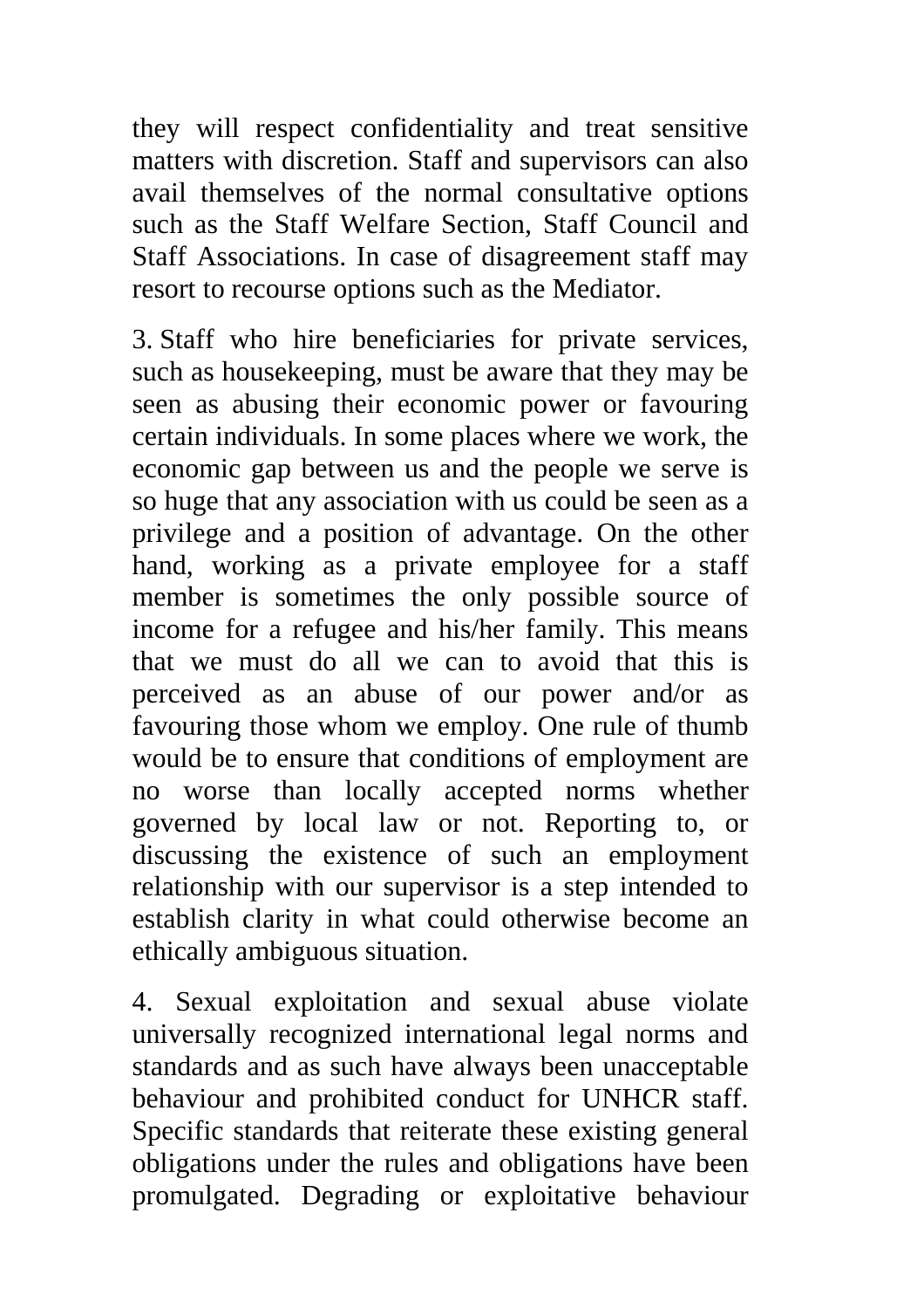they will respect confidentiality and treat sensitive matters with discretion. Staff and supervisors can also avail themselves of the normal consultative options such as the Staff Welfare Section, Staff Council and Staff Associations. In case of disagreement staff may resort to recourse options such as the Mediator.

3. Staff who hire beneficiaries for private services, such as housekeeping, must be aware that they may be seen as abusing their economic power or favouring certain individuals. In some places where we work, the economic gap between us and the people we serve is so huge that any association with us could be seen as a privilege and a position of advantage. On the other hand, working as a private employee for a staff member is sometimes the only possible source of income for a refugee and his/her family. This means that we must do all we can to avoid that this is perceived as an abuse of our power and/or as favouring those whom we employ. One rule of thumb would be to ensure that conditions of employment are no worse than locally accepted norms whether governed by local law or not. Reporting to, or discussing the existence of such an employment relationship with our supervisor is a step intended to establish clarity in what could otherwise become an ethically ambiguous situation.

4. Sexual exploitation and sexual abuse violate universally recognized international legal norms and standards and as such have always been unacceptable behaviour and prohibited conduct for UNHCR staff. Specific standards that reiterate these existing general obligations under the rules and obligations have been promulgated. Degrading or exploitative behaviour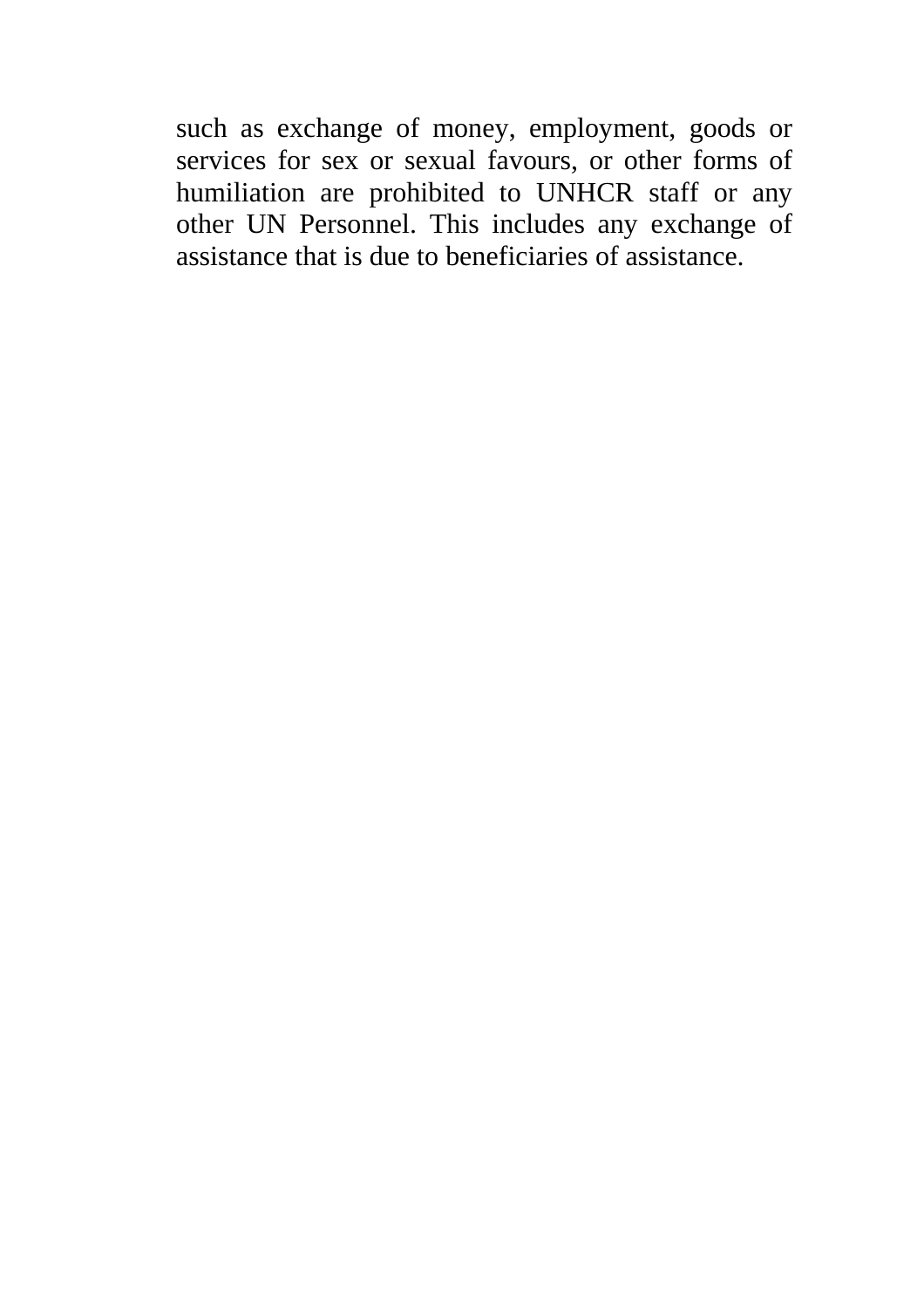such as exchange of money, employment, goods or services for sex or sexual favours, or other forms of humiliation are prohibited to UNHCR staff or any other UN Personnel. This includes any exchange of assistance that is due to beneficiaries of assistance.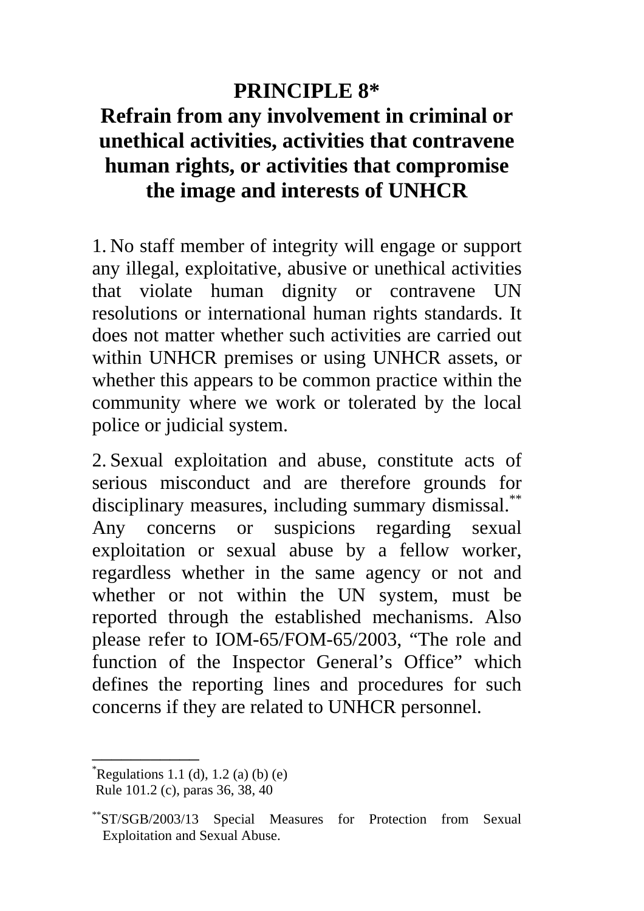# PRINCIPLE 8*

## Refrain from any involvement in criminal or unethical activities, activities that contravene human rights, or activities that compromise the image and interests of UNHCR

1. No staff member of integrity will engage or support any illegal, exploitative, abusive or unethical activities that violate human dignity or contravene UN resolutions or international human rights standards. It does not matter whether such activities are carried out within UNHCR premises or using UNHCR assets, or whether this appears to be common practice within the community where we work or tolerated by the local police or judicial system.

2. Sexual exploitation and abuse, constitute acts of serious misconduct and are therefore grounds for disciplinary measures, including summary dismissal.** Any concerns or suspicions regarding sexual exploitation or sexual abuse by a fellow worker, regardless whether in the same agency or not and whether or not within the UN system, must be reported through the established mechanisms. Also please refer to IOM-65/FOM-65/2003, "The role and function of the Inspector General's Office" which defines the reporting lines and procedures for such concerns if they are related to UNHCR personnel.

---

*Regulations 1.1 (d), 1.2 (a) (b) (e)
Rule 101.2 (c), paras 36, 38, 40

**ST/SGB/2003/13 Special Measures for Protection from Sexual Exploitation and Sexual Abuse.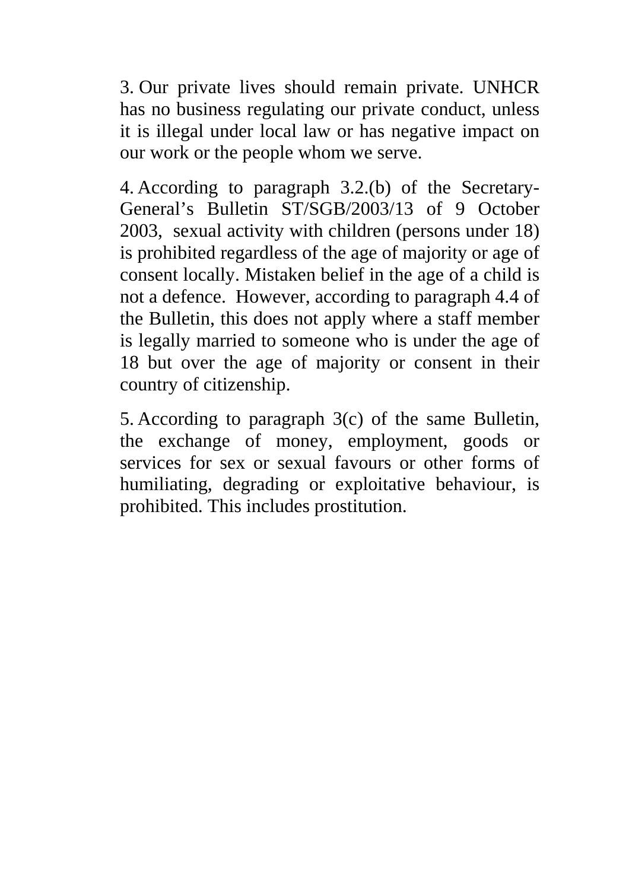3. Our private lives should remain private. UNHCR has no business regulating our private conduct, unless it is illegal under local law or has negative impact on our work or the people whom we serve.

4. According to paragraph 3.2.(b) of the Secretary-General's Bulletin ST/SGB/2003/13 of 9 October 2003, sexual activity with children (persons under 18) is prohibited regardless of the age of majority or age of consent locally. Mistaken belief in the age of a child is not a defence. However, according to paragraph 4.4 of the Bulletin, this does not apply where a staff member is legally married to someone who is under the age of 18 but over the age of majority or consent in their country of citizenship.

5. According to paragraph 3(c) of the same Bulletin, the exchange of money, employment, goods or services for sex or sexual favours or other forms of humiliating, degrading or exploitative behaviour, is prohibited. This includes prostitution.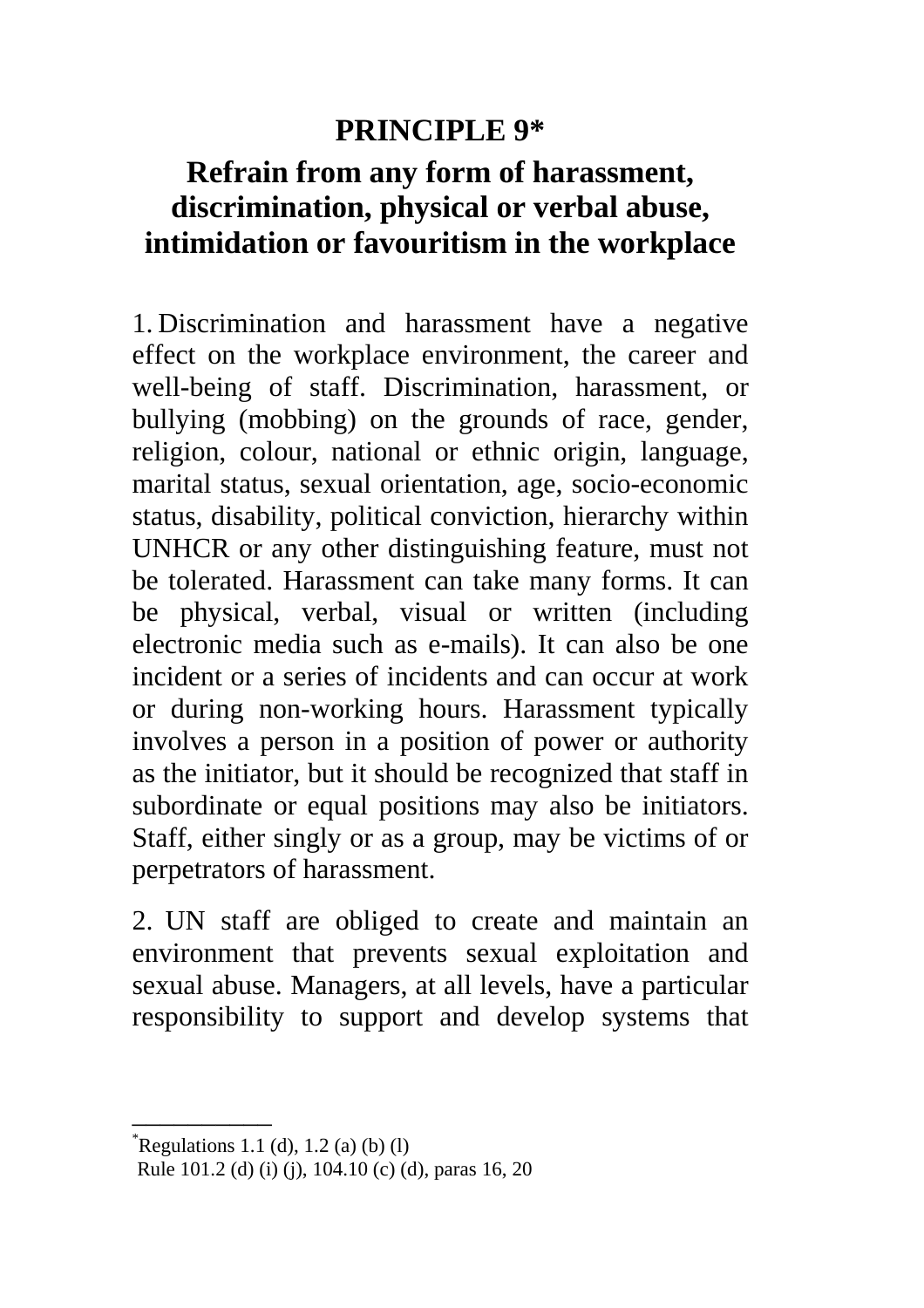## PRINCIPLE 9*

## Refrain from any form of harassment, discrimination, physical or verbal abuse, intimidation or favouritism in the workplace

1. Discrimination and harassment have a negative effect on the workplace environment, the career and well-being of staff. Discrimination, harassment, or bullying (mobbing) on the grounds of race, gender, religion, colour, national or ethnic origin, language, marital status, sexual orientation, age, socio-economic status, disability, political conviction, hierarchy within UNHCR or any other distinguishing feature, must not be tolerated. Harassment can take many forms. It can be physical, verbal, visual or written (including electronic media such as e-mails). It can also be one incident or a series of incidents and can occur at work or during non-working hours. Harassment typically involves a person in a position of power or authority as the initiator, but it should be recognized that staff in subordinate or equal positions may also be initiators. Staff, either singly or as a group, may be victims of or perpetrators of harassment.

2. UN staff are obliged to create and maintain an environment that prevents sexual exploitation and sexual abuse. Managers, at all levels, have a particular responsibility to support and develop systems that

---

*Regulations 1.1 (d), 1.2 (a) (b) (l)
Rule 101.2 (d) (i) (j), 104.10 (c) (d), paras 16, 20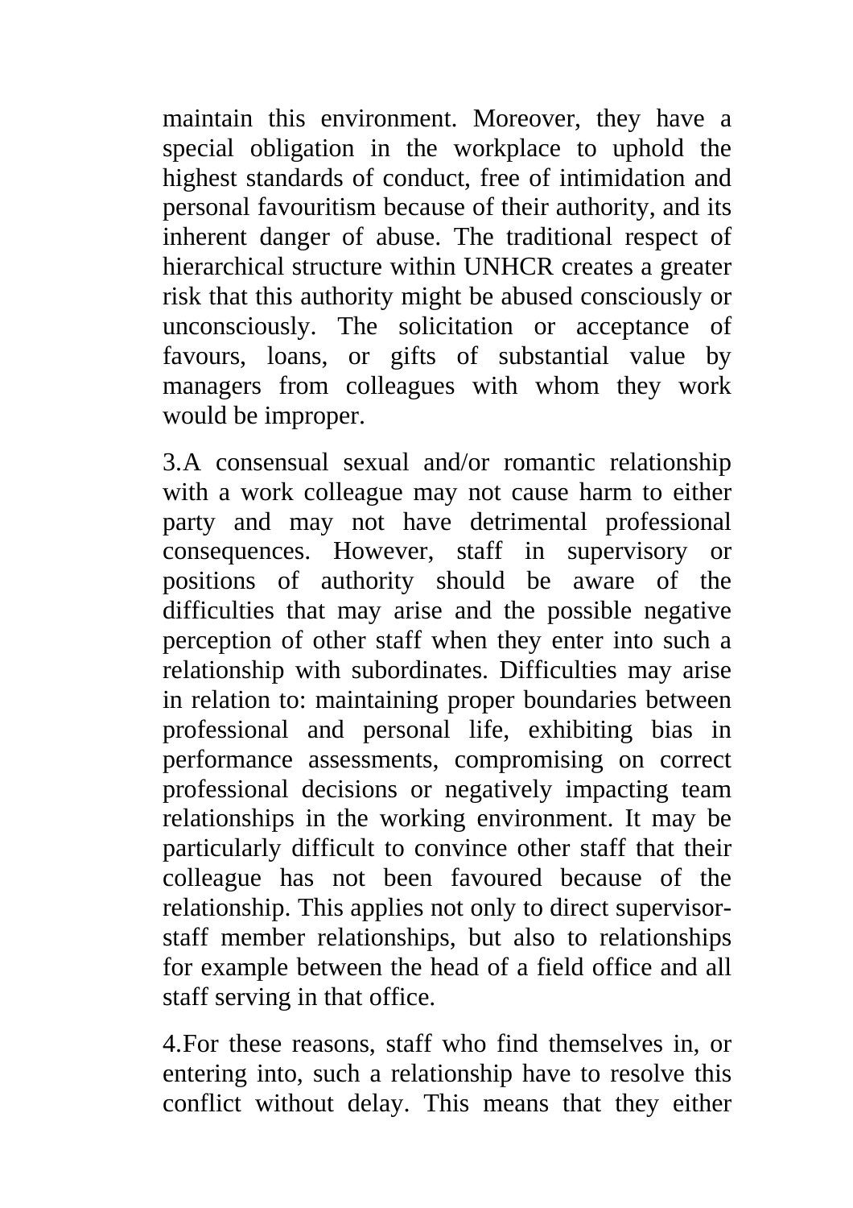maintain this environment. Moreover, they have a special obligation in the workplace to uphold the highest standards of conduct, free of intimidation and personal favouritism because of their authority, and its inherent danger of abuse. The traditional respect of hierarchical structure within UNHCR creates a greater risk that this authority might be abused consciously or unconsciously. The solicitation or acceptance of favours, loans, or gifts of substantial value by managers from colleagues with whom they work would be improper.

3.A consensual sexual and/or romantic relationship with a work colleague may not cause harm to either party and may not have detrimental professional consequences. However, staff in supervisory or positions of authority should be aware of the difficulties that may arise and the possible negative perception of other staff when they enter into such a relationship with subordinates. Difficulties may arise in relation to: maintaining proper boundaries between professional and personal life, exhibiting bias in performance assessments, compromising on correct professional decisions or negatively impacting team relationships in the working environment. It may be particularly difficult to convince other staff that their colleague has not been favoured because of the relationship. This applies not only to direct supervisor-staff member relationships, but also to relationships for example between the head of a field office and all staff serving in that office.

4.For these reasons, staff who find themselves in, or entering into, such a relationship have to resolve this conflict without delay. This means that they either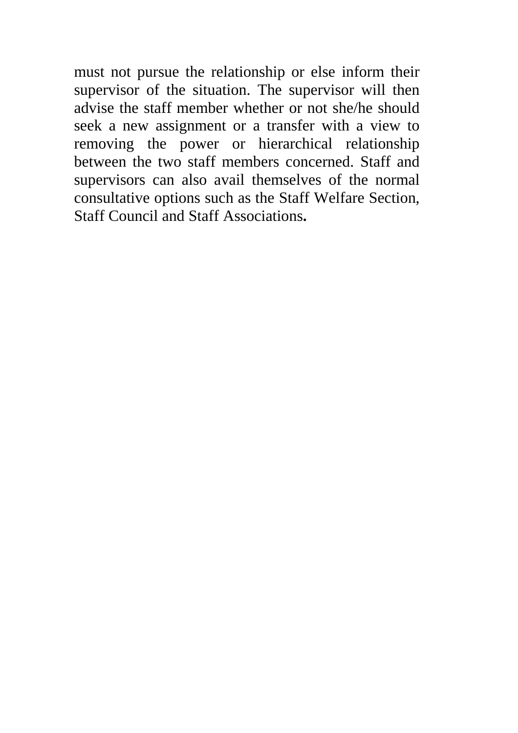must not pursue the relationship or else inform their supervisor of the situation. The supervisor will then advise the staff member whether or not she/he should seek a new assignment or a transfer with a view to removing the power or hierarchical relationship between the two staff members concerned. Staff and supervisors can also avail themselves of the normal consultative options such as the Staff Welfare Section, Staff Council and Staff Associations**.**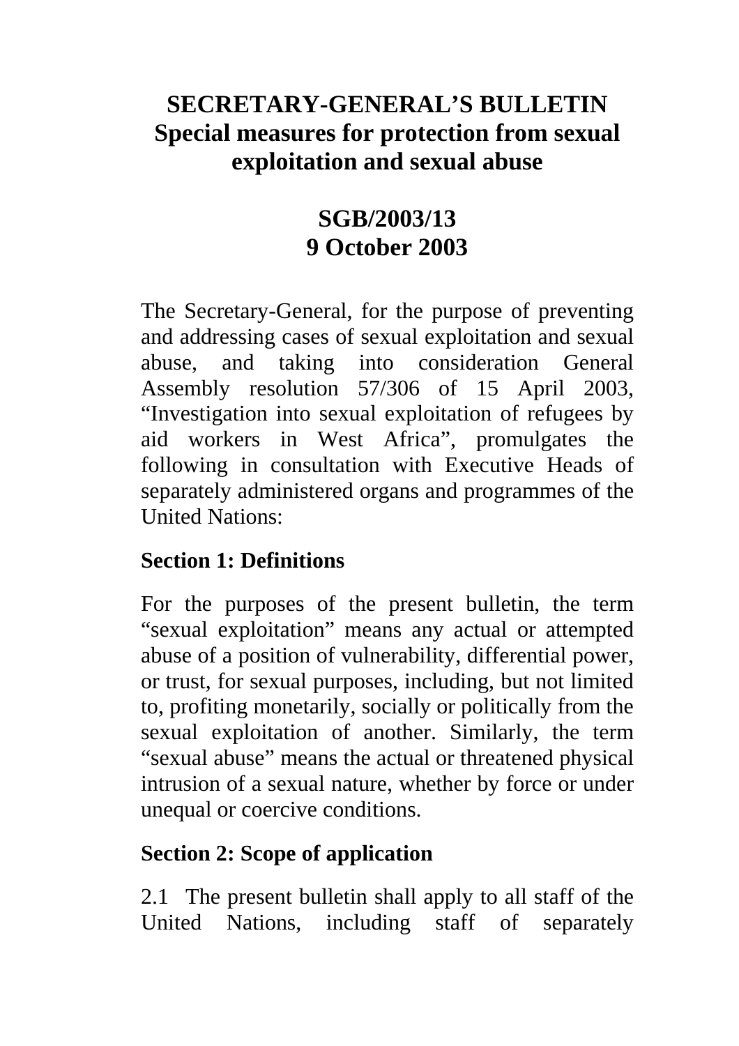# SECRETARY-GENERAL'S BULLETIN
## Special measures for protection from sexual exploitation and sexual abuse

## SGB/2003/13
## 9 October 2003

The Secretary-General, for the purpose of preventing and addressing cases of sexual exploitation and sexual abuse, and taking into consideration General Assembly resolution 57/306 of 15 April 2003, "Investigation into sexual exploitation of refugees by aid workers in West Africa", promulgates the following in consultation with Executive Heads of separately administered organs and programmes of the United Nations:

### Section 1: Definitions

For the purposes of the present bulletin, the term "sexual exploitation" means any actual or attempted abuse of a position of vulnerability, differential power, or trust, for sexual purposes, including, but not limited to, profiting monetarily, socially or politically from the sexual exploitation of another. Similarly, the term "sexual abuse" means the actual or threatened physical intrusion of a sexual nature, whether by force or under unequal or coercive conditions.

### Section 2: Scope of application

2.1 The present bulletin shall apply to all staff of the United Nations, including staff of separately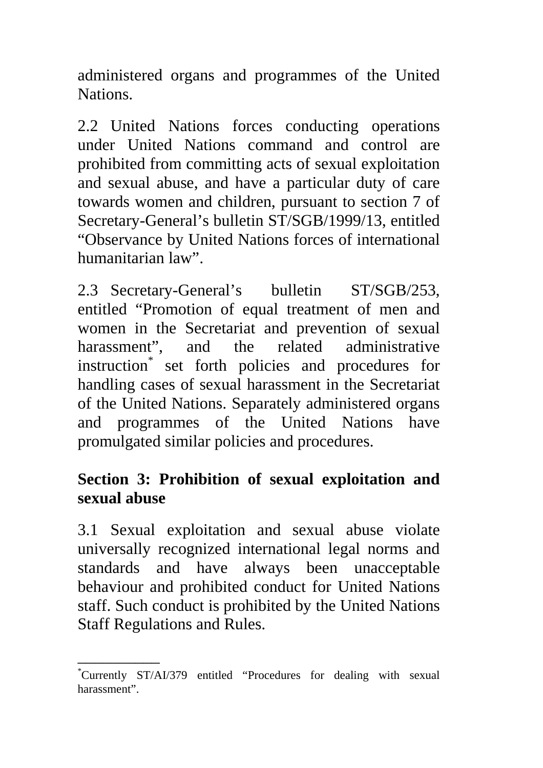administered organs and programmes of the United Nations.

2.2 United Nations forces conducting operations under United Nations command and control are prohibited from committing acts of sexual exploitation and sexual abuse, and have a particular duty of care towards women and children, pursuant to section 7 of Secretary-General's bulletin ST/SGB/1999/13, entitled "Observance by United Nations forces of international humanitarian law".

2.3 Secretary-General's bulletin ST/SGB/253, entitled "Promotion of equal treatment of men and women in the Secretariat and prevention of sexual harassment", and the related administrative instruction[*] set forth policies and procedures for handling cases of sexual harassment in the Secretariat of the United Nations. Separately administered organs and programmes of the United Nations have promulgated similar policies and procedures.

## Section 3: Prohibition of sexual exploitation and sexual abuse

3.1 Sexual exploitation and sexual abuse violate universally recognized international legal norms and standards and have always been unacceptable behaviour and prohibited conduct for United Nations staff. Such conduct is prohibited by the United Nations Staff Regulations and Rules.

---

[*] Currently ST/AI/379 entitled "Procedures for dealing with sexual harassment".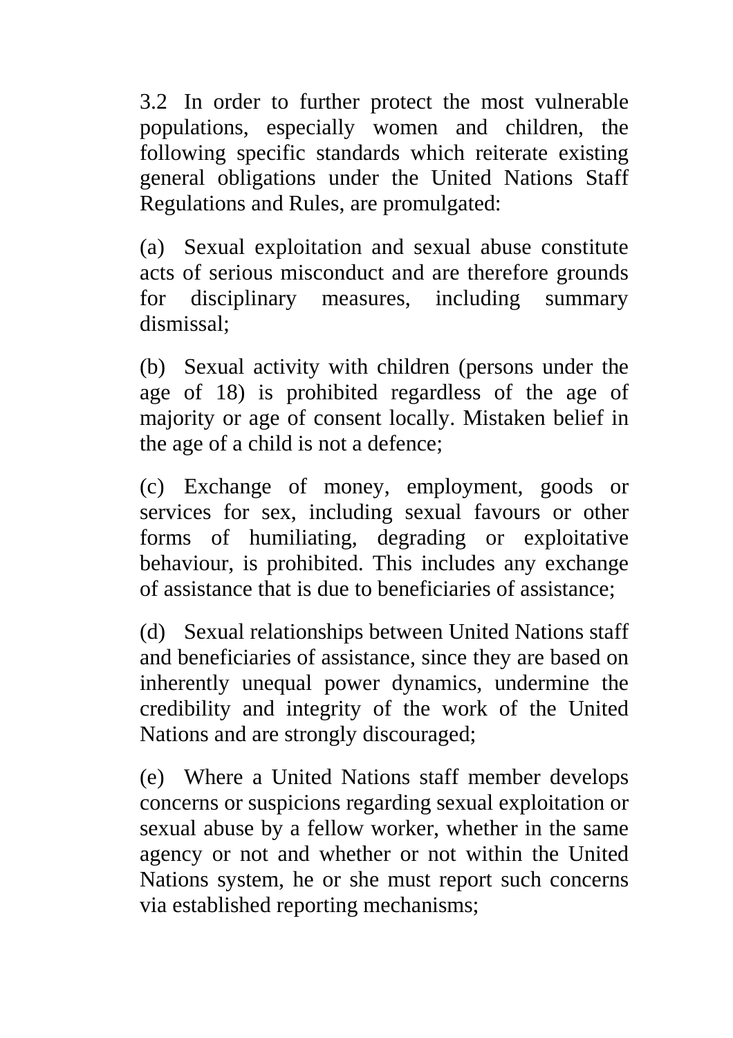3.2 In order to further protect the most vulnerable populations, especially women and children, the following specific standards which reiterate existing general obligations under the United Nations Staff Regulations and Rules, are promulgated:

(a) Sexual exploitation and sexual abuse constitute acts of serious misconduct and are therefore grounds for disciplinary measures, including summary dismissal;

(b) Sexual activity with children (persons under the age of 18) is prohibited regardless of the age of majority or age of consent locally. Mistaken belief in the age of a child is not a defence;

(c) Exchange of money, employment, goods or services for sex, including sexual favours or other forms of humiliating, degrading or exploitative behaviour, is prohibited. This includes any exchange of assistance that is due to beneficiaries of assistance;

(d) Sexual relationships between United Nations staff and beneficiaries of assistance, since they are based on inherently unequal power dynamics, undermine the credibility and integrity of the work of the United Nations and are strongly discouraged;

(e) Where a United Nations staff member develops concerns or suspicions regarding sexual exploitation or sexual abuse by a fellow worker, whether in the same agency or not and whether or not within the United Nations system, he or she must report such concerns via established reporting mechanisms;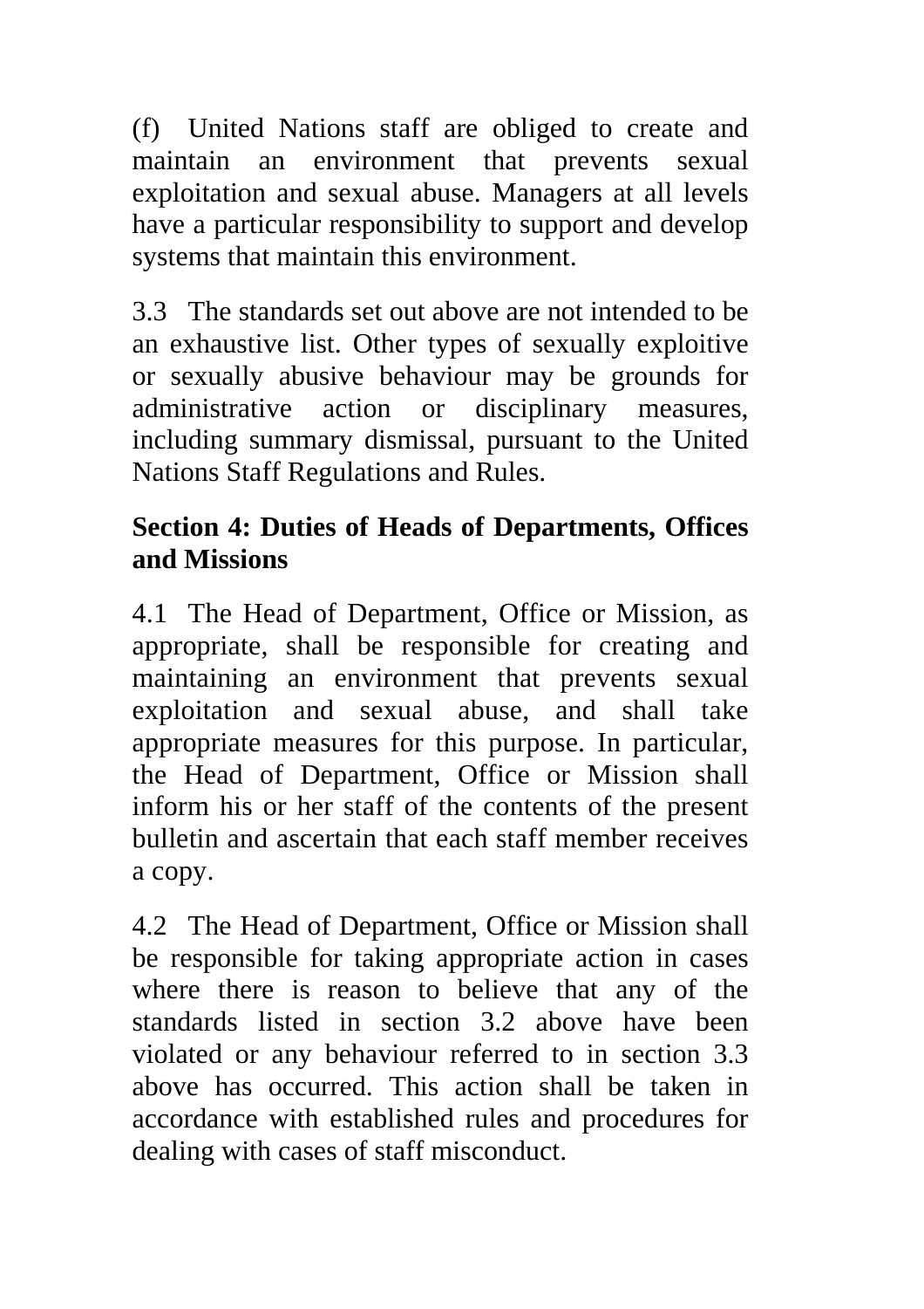(f) United Nations staff are obliged to create and maintain an environment that prevents sexual exploitation and sexual abuse. Managers at all levels have a particular responsibility to support and develop systems that maintain this environment.

3.3 The standards set out above are not intended to be an exhaustive list. Other types of sexually exploitive or sexually abusive behaviour may be grounds for administrative action or disciplinary measures, including summary dismissal, pursuant to the United Nations Staff Regulations and Rules.

## Section 4: Duties of Heads of Departments, Offices and Missions

4.1 The Head of Department, Office or Mission, as appropriate, shall be responsible for creating and maintaining an environment that prevents sexual exploitation and sexual abuse, and shall take appropriate measures for this purpose. In particular, the Head of Department, Office or Mission shall inform his or her staff of the contents of the present bulletin and ascertain that each staff member receives a copy.

4.2 The Head of Department, Office or Mission shall be responsible for taking appropriate action in cases where there is reason to believe that any of the standards listed in section 3.2 above have been violated or any behaviour referred to in section 3.3 above has occurred. This action shall be taken in accordance with established rules and procedures for dealing with cases of staff misconduct.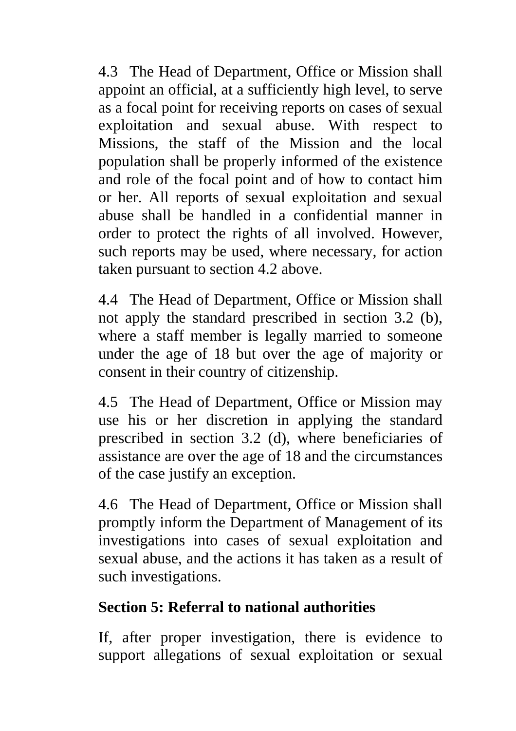4.3 The Head of Department, Office or Mission shall appoint an official, at a sufficiently high level, to serve as a focal point for receiving reports on cases of sexual exploitation and sexual abuse. With respect to Missions, the staff of the Mission and the local population shall be properly informed of the existence and role of the focal point and of how to contact him or her. All reports of sexual exploitation and sexual abuse shall be handled in a confidential manner in order to protect the rights of all involved. However, such reports may be used, where necessary, for action taken pursuant to section 4.2 above.

4.4 The Head of Department, Office or Mission shall not apply the standard prescribed in section 3.2 (b), where a staff member is legally married to someone under the age of 18 but over the age of majority or consent in their country of citizenship.

4.5 The Head of Department, Office or Mission may use his or her discretion in applying the standard prescribed in section 3.2 (d), where beneficiaries of assistance are over the age of 18 and the circumstances of the case justify an exception.

4.6 The Head of Department, Office or Mission shall promptly inform the Department of Management of its investigations into cases of sexual exploitation and sexual abuse, and the actions it has taken as a result of such investigations.

## Section 5: Referral to national authorities

If, after proper investigation, there is evidence to support allegations of sexual exploitation or sexual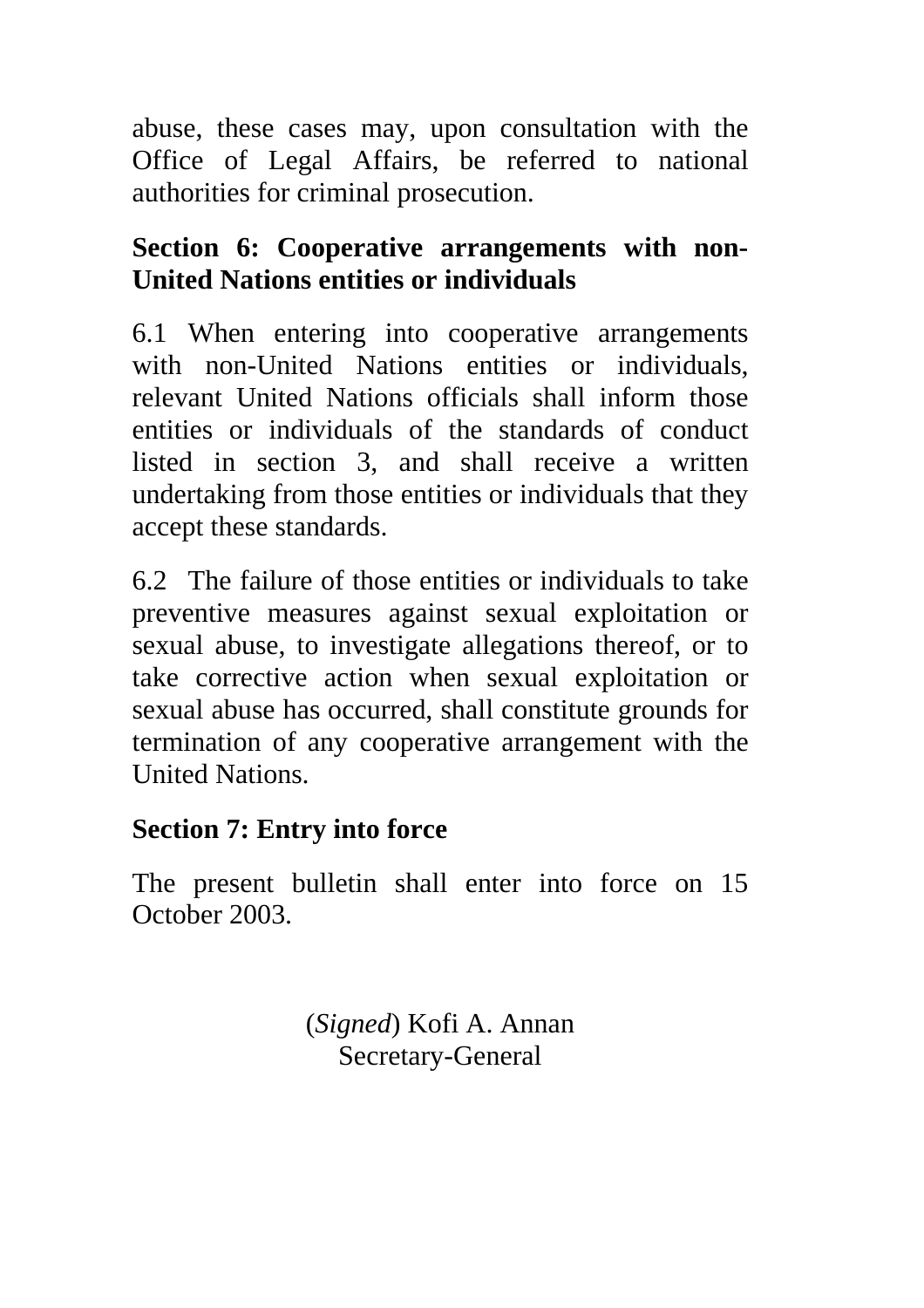abuse, these cases may, upon consultation with the Office of Legal Affairs, be referred to national authorities for criminal prosecution.

## Section 6: Cooperative arrangements with non-United Nations entities or individuals

6.1 When entering into cooperative arrangements with non-United Nations entities or individuals, relevant United Nations officials shall inform those entities or individuals of the standards of conduct listed in section 3, and shall receive a written undertaking from those entities or individuals that they accept these standards.

6.2 The failure of those entities or individuals to take preventive measures against sexual exploitation or sexual abuse, to investigate allegations thereof, or to take corrective action when sexual exploitation or sexual abuse has occurred, shall constitute grounds for termination of any cooperative arrangement with the United Nations.

## Section 7: Entry into force

The present bulletin shall enter into force on 15 October 2003.

(*Signed*) Kofi A. Annan
Secretary-General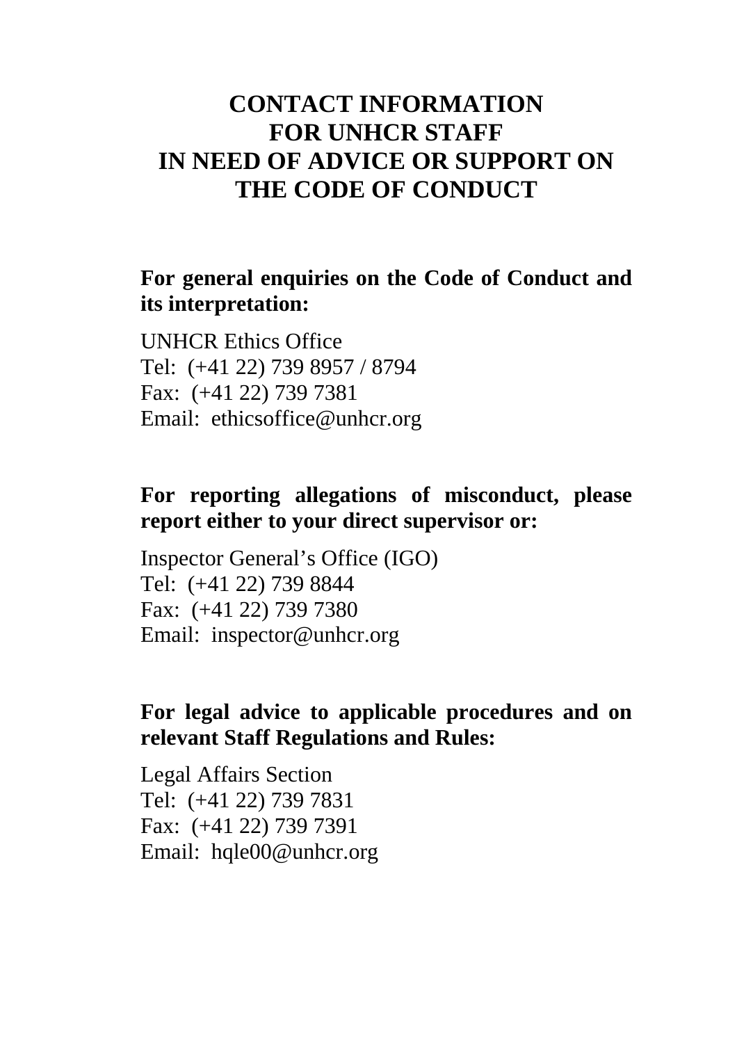# CONTACT INFORMATION FOR UNHCR STAFF IN NEED OF ADVICE OR SUPPORT ON THE CODE OF CONDUCT

**For general enquiries on the Code of Conduct and its interpretation:**

UNHCR Ethics Office
Tel: (+41 22) 739 8957 / 8794
Fax: (+41 22) 739 7381
Email: ethicsoffice@unhcr.org

**For reporting allegations of misconduct, please report either to your direct supervisor or:**

Inspector General's Office (IGO)
Tel: (+41 22) 739 8844
Fax: (+41 22) 739 7380
Email: inspector@unhcr.org

**For legal advice to applicable procedures and on relevant Staff Regulations and Rules:**

Legal Affairs Section
Tel: (+41 22) 739 7831
Fax: (+41 22) 739 7391
Email: hqle00@unhcr.org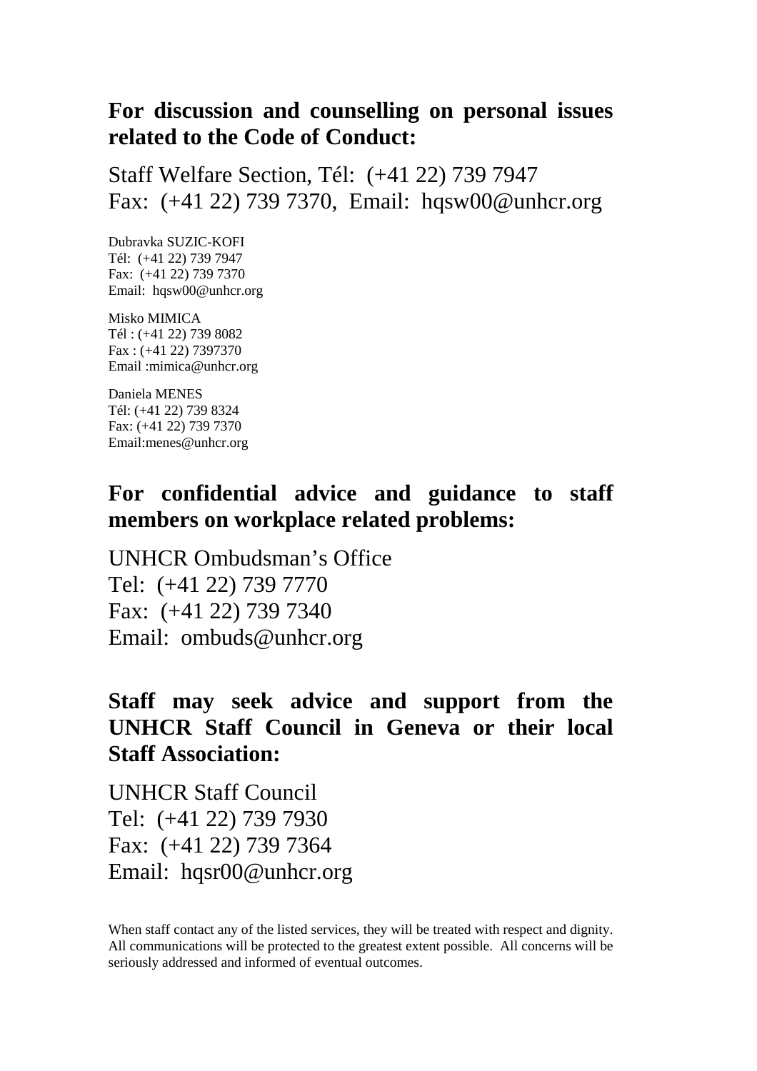## For discussion and counselling on personal issues related to the Code of Conduct:

Staff Welfare Section, Tél: (+41 22) 739 7947
Fax: (+41 22) 739 7370, Email: hqsw00@unhcr.org

Dubravka SUZIC-KOFI
Tél: (+41 22) 739 7947
Fax: (+41 22) 739 7370
Email: hqsw00@unhcr.org

Misko MIMICA
Tél : (+41 22) 739 8082
Fax : (+41 22) 7397370
Email :mimica@unhcr.org

Daniela MENES
Tél: (+41 22) 739 8324
Fax: (+41 22) 739 7370
Email:menes@unhcr.org

## For confidential advice and guidance to staff members on workplace related problems:

UNHCR Ombudsman's Office
Tel: (+41 22) 739 7770
Fax: (+41 22) 739 7340
Email: ombuds@unhcr.org

## Staff may seek advice and support from the UNHCR Staff Council in Geneva or their local Staff Association:

UNHCR Staff Council
Tel: (+41 22) 739 7930
Fax: (+41 22) 739 7364
Email: hqsr00@unhcr.org

When staff contact any of the listed services, they will be treated with respect and dignity. All communications will be protected to the greatest extent possible. All concerns will be seriously addressed and informed of eventual outcomes.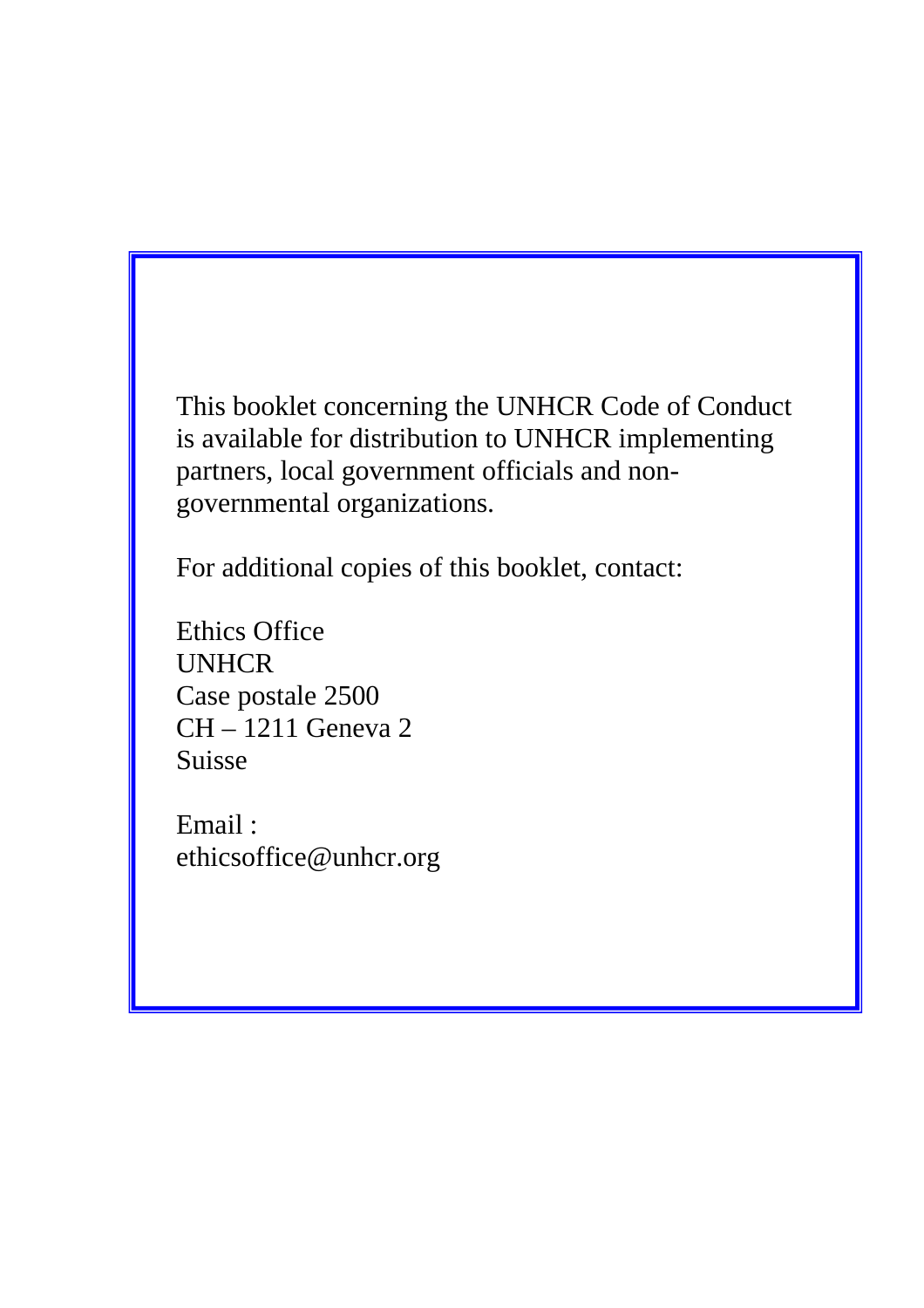This booklet concerning the UNHCR Code of Conduct is available for distribution to UNHCR implementing partners, local government officials and non-governmental organizations.

For additional copies of this booklet, contact:

Ethics Office  
UNHCR  
Case postale 2500  
CH – 1211 Geneva 2  
Suisse

Email :  
ethicsoffice@unhcr.org